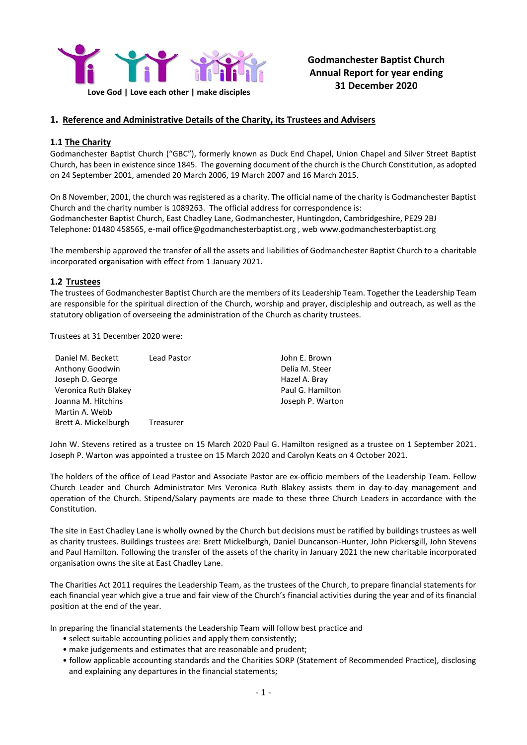Love God | Love each other | make disciples

**Godmanchester Baptist Church**
**Annual Report for year ending 31 December 2020**

## 1. Reference and Administrative Details of the Charity, its Trustees and Advisers

### 1.1 The Charity

Godmanchester Baptist Church ("GBC"), formerly known as Duck End Chapel, Union Chapel and Silver Street Baptist Church, has been in existence since 1845. The governing document of the church is the Church Constitution, as adopted on 24 September 2001, amended 20 March 2006, 19 March 2007 and 16 March 2015.

On 8 November, 2001, the church was registered as a charity. The official name of the charity is Godmanchester Baptist Church and the charity number is 1089263. The official address for correspondence is:
Godmanchester Baptist Church, East Chadley Lane, Godmanchester, Huntingdon, Cambridgeshire, PE29 2BJ
Telephone: 01480 458565, e-mail office@godmanchesterbaptist.org , web www.godmanchesterbaptist.org

The membership approved the transfer of all the assets and liabilities of Godmanchester Baptist Church to a charitable incorporated organisation with effect from 1 January 2021.

### 1.2 Trustees

The trustees of Godmanchester Baptist Church are the members of its Leadership Team. Together the Leadership Team are responsible for the spiritual direction of the Church, worship and prayer, discipleship and outreach, as well as the statutory obligation of overseeing the administration of the Church as charity trustees.

Trustees at 31 December 2020 were:

| | | |
|---|---|---|
| Daniel M. Beckett | Lead Pastor | John E. Brown |
| Anthony Goodwin | | Delia M. Steer |
| Joseph D. George | | Hazel A. Bray |
| Veronica Ruth Blakey | | Paul G. Hamilton |
| Joanna M. Hitchins | | Joseph P. Warton |
| Martin A. Webb | | |
| Brett A. Mickelburgh | Treasurer | |

John W. Stevens retired as a trustee on 15 March 2020 Paul G. Hamilton resigned as a trustee on 1 September 2021. Joseph P. Warton was appointed a trustee on 15 March 2020 and Carolyn Keats on 4 October 2021.

The holders of the office of Lead Pastor and Associate Pastor are ex-officio members of the Leadership Team. Fellow Church Leader and Church Administrator Mrs Veronica Ruth Blakey assists them in day-to-day management and operation of the Church. Stipend/Salary payments are made to these three Church Leaders in accordance with the Constitution.

The site in East Chadley Lane is wholly owned by the Church but decisions must be ratified by buildings trustees as well as charity trustees. Buildings trustees are: Brett Mickelburgh, Daniel Duncanson-Hunter, John Pickersgill, John Stevens and Paul Hamilton. Following the transfer of the assets of the charity in January 2021 the new charitable incorporated organisation owns the site at East Chadley Lane.

The Charities Act 2011 requires the Leadership Team, as the trustees of the Church, to prepare financial statements for each financial year which give a true and fair view of the Church's financial activities during the year and of its financial position at the end of the year.

In preparing the financial statements the Leadership Team will follow best practice and

- select suitable accounting policies and apply them consistently;
- make judgements and estimates that are reasonable and prudent;
- follow applicable accounting standards and the Charities SORP (Statement of Recommended Practice), disclosing and explaining any departures in the financial statements;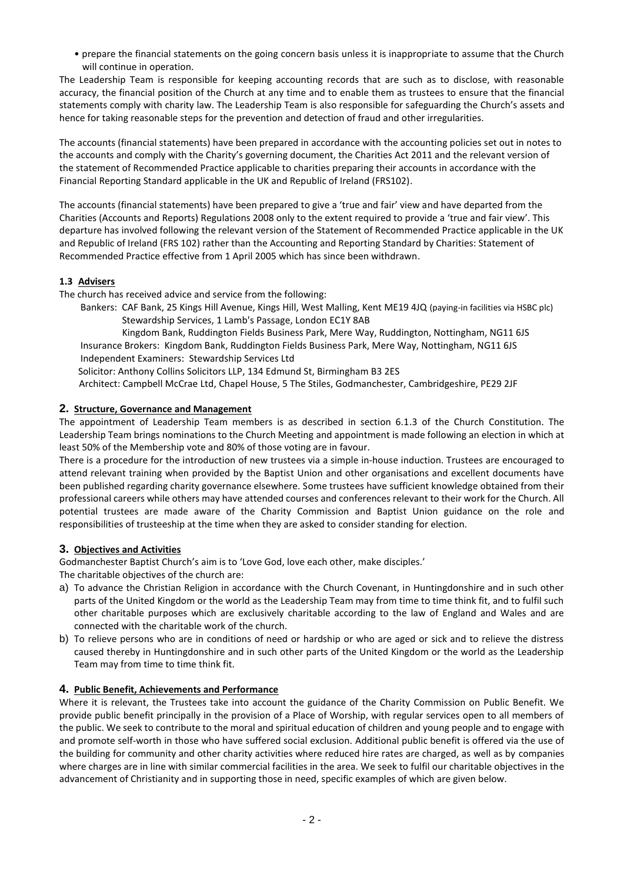- prepare the financial statements on the going concern basis unless it is inappropriate to assume that the Church will continue in operation.

The Leadership Team is responsible for keeping accounting records that are such as to disclose, with reasonable accuracy, the financial position of the Church at any time and to enable them as trustees to ensure that the financial statements comply with charity law. The Leadership Team is also responsible for safeguarding the Church's assets and hence for taking reasonable steps for the prevention and detection of fraud and other irregularities.

The accounts (financial statements) have been prepared in accordance with the accounting policies set out in notes to the accounts and comply with the Charity's governing document, the Charities Act 2011 and the relevant version of the statement of Recommended Practice applicable to charities preparing their accounts in accordance with the Financial Reporting Standard applicable in the UK and Republic of Ireland (FRS102).

The accounts (financial statements) have been prepared to give a 'true and fair' view and have departed from the Charities (Accounts and Reports) Regulations 2008 only to the extent required to provide a 'true and fair view'. This departure has involved following the relevant version of the Statement of Recommended Practice applicable in the UK and Republic of Ireland (FRS 102) rather than the Accounting and Reporting Standard by Charities: Statement of Recommended Practice effective from 1 April 2005 which has since been withdrawn.

### 1.3 Advisers

The church has received advice and service from the following:

Bankers: CAF Bank, 25 Kings Hill Avenue, Kings Hill, West Malling, Kent ME19 4JQ (paying-in facilities via HSBC plc)
Stewardship Services, 1 Lamb's Passage, London EC1Y 8AB
Kingdom Bank, Ruddington Fields Business Park, Mere Way, Ruddington, Nottingham, NG11 6JS
Insurance Brokers: Kingdom Bank, Ruddington Fields Business Park, Mere Way, Nottingham, NG11 6JS
Independent Examiners: Stewardship Services Ltd
Solicitor: Anthony Collins Solicitors LLP, 134 Edmund St, Birmingham B3 2ES
Architect: Campbell McCrae Ltd, Chapel House, 5 The Stiles, Godmanchester, Cambridgeshire, PE29 2JF

## 2. Structure, Governance and Management

The appointment of Leadership Team members is as described in section 6.1.3 of the Church Constitution. The Leadership Team brings nominations to the Church Meeting and appointment is made following an election in which at least 50% of the Membership vote and 80% of those voting are in favour.

There is a procedure for the introduction of new trustees via a simple in-house induction. Trustees are encouraged to attend relevant training when provided by the Baptist Union and other organisations and excellent documents have been published regarding charity governance elsewhere. Some trustees have sufficient knowledge obtained from their professional careers while others may have attended courses and conferences relevant to their work for the Church. All potential trustees are made aware of the Charity Commission and Baptist Union guidance on the role and responsibilities of trusteeship at the time when they are asked to consider standing for election.

## 3. Objectives and Activities

Godmanchester Baptist Church's aim is to 'Love God, love each other, make disciples.'

The charitable objectives of the church are:

a) To advance the Christian Religion in accordance with the Church Covenant, in Huntingdonshire and in such other parts of the United Kingdom or the world as the Leadership Team may from time to time think fit, and to fulfil such other charitable purposes which are exclusively charitable according to the law of England and Wales and are connected with the charitable work of the church.
b) To relieve persons who are in conditions of need or hardship or who are aged or sick and to relieve the distress caused thereby in Huntingdonshire and in such other parts of the United Kingdom or the world as the Leadership Team may from time to time think fit.

## 4. Public Benefit, Achievements and Performance

Where it is relevant, the Trustees take into account the guidance of the Charity Commission on Public Benefit. We provide public benefit principally in the provision of a Place of Worship, with regular services open to all members of the public. We seek to contribute to the moral and spiritual education of children and young people and to engage with and promote self-worth in those who have suffered social exclusion. Additional public benefit is offered via the use of the building for community and other charity activities where reduced hire rates are charged, as well as by companies where charges are in line with similar commercial facilities in the area. We seek to fulfil our charitable objectives in the advancement of Christianity and in supporting those in need, specific examples of which are given below.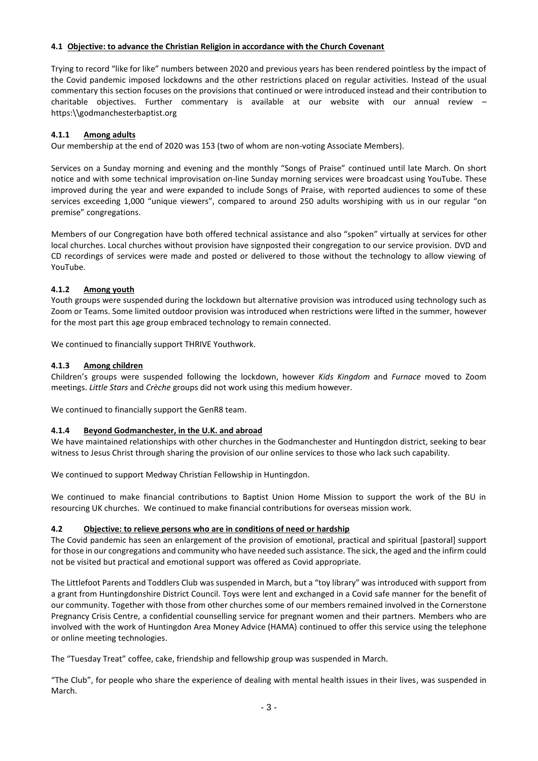#### 4.1 Objective: to advance the Christian Religion in accordance with the Church Covenant

Trying to record "like for like" numbers between 2020 and previous years has been rendered pointless by the impact of the Covid pandemic imposed lockdowns and the other restrictions placed on regular activities. Instead of the usual commentary this section focuses on the provisions that continued or were introduced instead and their contribution to charitable objectives. Further commentary is available at our website with our annual review – https:\\godmanchesterbaptist.org

#### 4.1.1 Among adults

Our membership at the end of 2020 was 153 (two of whom are non-voting Associate Members).

Services on a Sunday morning and evening and the monthly "Songs of Praise" continued until late March. On short notice and with some technical improvisation on-line Sunday morning services were broadcast using YouTube. These improved during the year and were expanded to include Songs of Praise, with reported audiences to some of these services exceeding 1,000 "unique viewers", compared to around 250 adults worshiping with us in our regular "on premise" congregations.

Members of our Congregation have both offered technical assistance and also "spoken" virtually at services for other local churches. Local churches without provision have signposted their congregation to our service provision. DVD and CD recordings of services were made and posted or delivered to those without the technology to allow viewing of YouTube.

#### 4.1.2 Among youth

Youth groups were suspended during the lockdown but alternative provision was introduced using technology such as Zoom or Teams. Some limited outdoor provision was introduced when restrictions were lifted in the summer, however for the most part this age group embraced technology to remain connected.

We continued to financially support THRIVE Youthwork.

#### 4.1.3 Among children

Children's groups were suspended following the lockdown, however *Kids Kingdom* and *Furnace* moved to Zoom meetings. *Little Stars* and *Crèche* groups did not work using this medium however.

We continued to financially support the GenR8 team.

#### 4.1.4 Beyond Godmanchester, in the U.K. and abroad

We have maintained relationships with other churches in the Godmanchester and Huntingdon district, seeking to bear witness to Jesus Christ through sharing the provision of our online services to those who lack such capability.

We continued to support Medway Christian Fellowship in Huntingdon.

We continued to make financial contributions to Baptist Union Home Mission to support the work of the BU in resourcing UK churches. We continued to make financial contributions for overseas mission work.

#### 4.2 Objective: to relieve persons who are in conditions of need or hardship

The Covid pandemic has seen an enlargement of the provision of emotional, practical and spiritual [pastoral] support for those in our congregations and community who have needed such assistance. The sick, the aged and the infirm could not be visited but practical and emotional support was offered as Covid appropriate.

The Littlefoot Parents and Toddlers Club was suspended in March, but a "toy library" was introduced with support from a grant from Huntingdonshire District Council. Toys were lent and exchanged in a Covid safe manner for the benefit of our community. Together with those from other churches some of our members remained involved in the Cornerstone Pregnancy Crisis Centre, a confidential counselling service for pregnant women and their partners. Members who are involved with the work of Huntingdon Area Money Advice (HAMA) continued to offer this service using the telephone or online meeting technologies.

The "Tuesday Treat" coffee, cake, friendship and fellowship group was suspended in March.

"The Club", for people who share the experience of dealing with mental health issues in their lives, was suspended in March.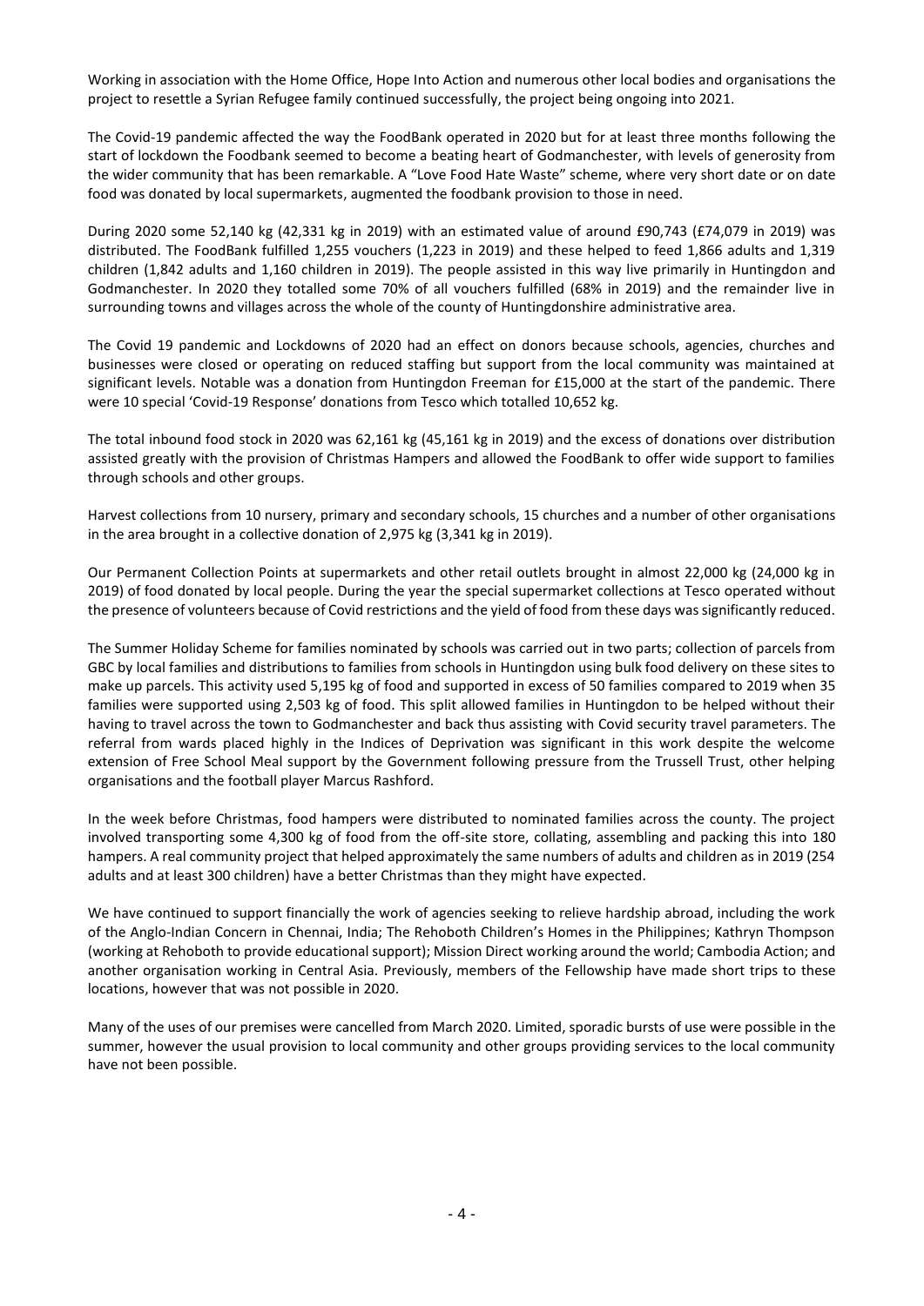Working in association with the Home Office, Hope Into Action and numerous other local bodies and organisations the project to resettle a Syrian Refugee family continued successfully, the project being ongoing into 2021.

The Covid-19 pandemic affected the way the FoodBank operated in 2020 but for at least three months following the start of lockdown the Foodbank seemed to become a beating heart of Godmanchester, with levels of generosity from the wider community that has been remarkable. A "Love Food Hate Waste" scheme, where very short date or on date food was donated by local supermarkets, augmented the foodbank provision to those in need.

During 2020 some 52,140 kg (42,331 kg in 2019) with an estimated value of around £90,743 (£74,079 in 2019) was distributed. The FoodBank fulfilled 1,255 vouchers (1,223 in 2019) and these helped to feed 1,866 adults and 1,319 children (1,842 adults and 1,160 children in 2019). The people assisted in this way live primarily in Huntingdon and Godmanchester. In 2020 they totalled some 70% of all vouchers fulfilled (68% in 2019) and the remainder live in surrounding towns and villages across the whole of the county of Huntingdonshire administrative area.

The Covid 19 pandemic and Lockdowns of 2020 had an effect on donors because schools, agencies, churches and businesses were closed or operating on reduced staffing but support from the local community was maintained at significant levels. Notable was a donation from Huntingdon Freeman for £15,000 at the start of the pandemic. There were 10 special 'Covid-19 Response' donations from Tesco which totalled 10,652 kg.

The total inbound food stock in 2020 was 62,161 kg (45,161 kg in 2019) and the excess of donations over distribution assisted greatly with the provision of Christmas Hampers and allowed the FoodBank to offer wide support to families through schools and other groups.

Harvest collections from 10 nursery, primary and secondary schools, 15 churches and a number of other organisations in the area brought in a collective donation of 2,975 kg (3,341 kg in 2019).

Our Permanent Collection Points at supermarkets and other retail outlets brought in almost 22,000 kg (24,000 kg in 2019) of food donated by local people. During the year the special supermarket collections at Tesco operated without the presence of volunteers because of Covid restrictions and the yield of food from these days was significantly reduced.

The Summer Holiday Scheme for families nominated by schools was carried out in two parts; collection of parcels from GBC by local families and distributions to families from schools in Huntingdon using bulk food delivery on these sites to make up parcels. This activity used 5,195 kg of food and supported in excess of 50 families compared to 2019 when 35 families were supported using 2,503 kg of food. This split allowed families in Huntingdon to be helped without their having to travel across the town to Godmanchester and back thus assisting with Covid security travel parameters. The referral from wards placed highly in the Indices of Deprivation was significant in this work despite the welcome extension of Free School Meal support by the Government following pressure from the Trussell Trust, other helping organisations and the football player Marcus Rashford.

In the week before Christmas, food hampers were distributed to nominated families across the county. The project involved transporting some 4,300 kg of food from the off-site store, collating, assembling and packing this into 180 hampers. A real community project that helped approximately the same numbers of adults and children as in 2019 (254 adults and at least 300 children) have a better Christmas than they might have expected.

We have continued to support financially the work of agencies seeking to relieve hardship abroad, including the work of the Anglo-Indian Concern in Chennai, India; The Rehoboth Children's Homes in the Philippines; Kathryn Thompson (working at Rehoboth to provide educational support); Mission Direct working around the world; Cambodia Action; and another organisation working in Central Asia. Previously, members of the Fellowship have made short trips to these locations, however that was not possible in 2020.

Many of the uses of our premises were cancelled from March 2020. Limited, sporadic bursts of use were possible in the summer, however the usual provision to local community and other groups providing services to the local community have not been possible.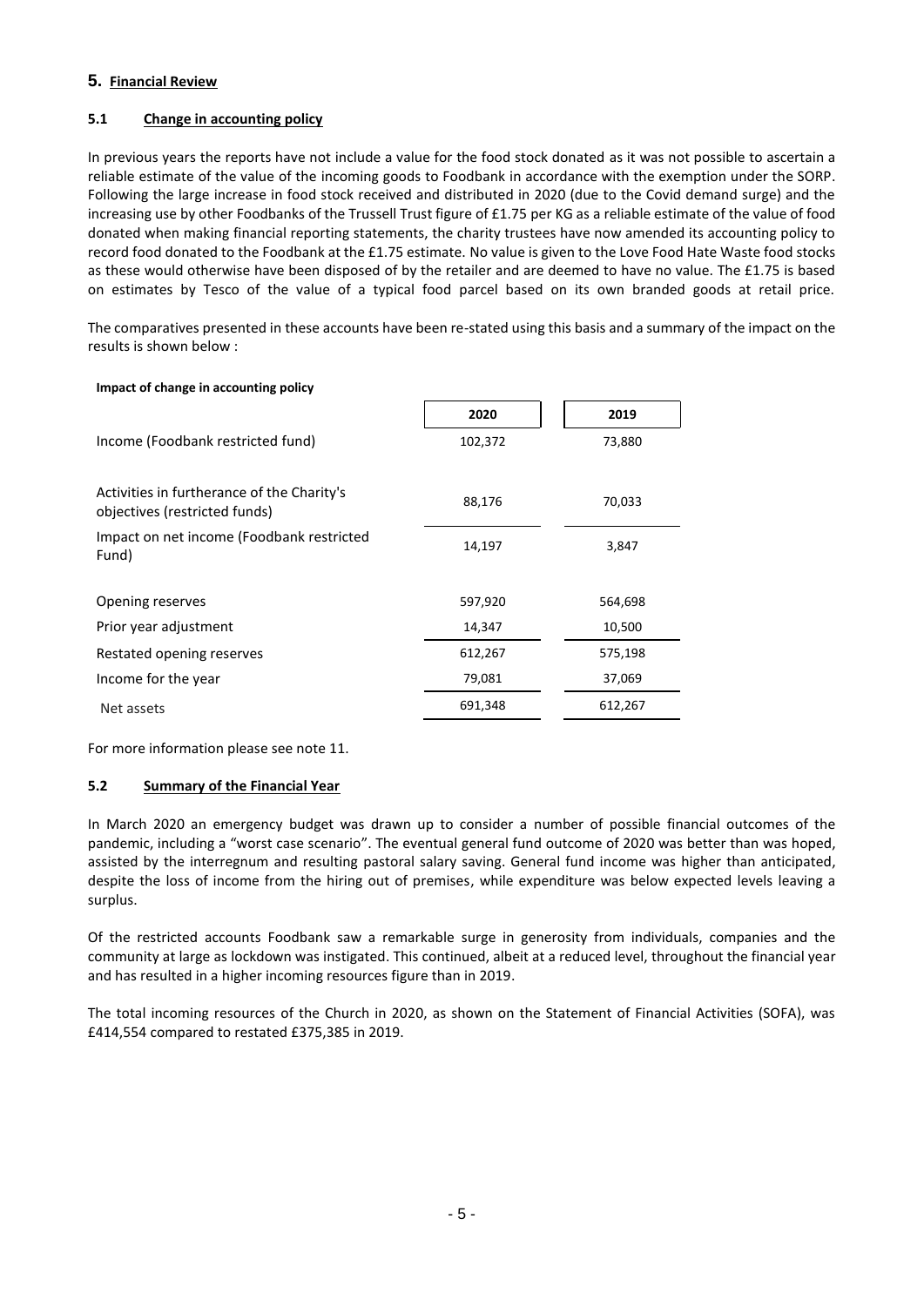## 5. Financial Review

### 5.1 Change in accounting policy

In previous years the reports have not include a value for the food stock donated as it was not possible to ascertain a reliable estimate of the value of the incoming goods to Foodbank in accordance with the exemption under the SORP. Following the large increase in food stock received and distributed in 2020 (due to the Covid demand surge) and the increasing use by other Foodbanks of the Trussell Trust figure of £1.75 per KG as a reliable estimate of the value of food donated when making financial reporting statements, the charity trustees have now amended its accounting policy to record food donated to the Foodbank at the £1.75 estimate. No value is given to the Love Food Hate Waste food stocks as these would otherwise have been disposed of by the retailer and are deemed to have no value. The £1.75 is based on estimates by Tesco of the value of a typical food parcel based on its own branded goods at retail price.

The comparatives presented in these accounts have been re-stated using this basis and a summary of the impact on the results is shown below :

**Impact of change in accounting policy**

| | 2020 | 2019 |
|---|---|---|
| Income (Foodbank restricted fund) | 102,372 | 73,880 |
| Activities in furtherance of the Charity's objectives (restricted funds) | 88,176 | 70,033 |
| Impact on net income (Foodbank restricted Fund) | 14,197 | 3,847 |
| Opening reserves | 597,920 | 564,698 |
| Prior year adjustment | 14,347 | 10,500 |
| Restated opening reserves | 612,267 | 575,198 |
| Income for the year | 79,081 | 37,069 |
| Net assets | 691,348 | 612,267 |

For more information please see note 11.

### 5.2 Summary of the Financial Year

In March 2020 an emergency budget was drawn up to consider a number of possible financial outcomes of the pandemic, including a "worst case scenario". The eventual general fund outcome of 2020 was better than was hoped, assisted by the interregnum and resulting pastoral salary saving. General fund income was higher than anticipated, despite the loss of income from the hiring out of premises, while expenditure was below expected levels leaving a surplus.

Of the restricted accounts Foodbank saw a remarkable surge in generosity from individuals, companies and the community at large as lockdown was instigated. This continued, albeit at a reduced level, throughout the financial year and has resulted in a higher incoming resources figure than in 2019.

The total incoming resources of the Church in 2020, as shown on the Statement of Financial Activities (SOFA), was £414,554 compared to restated £375,385 in 2019.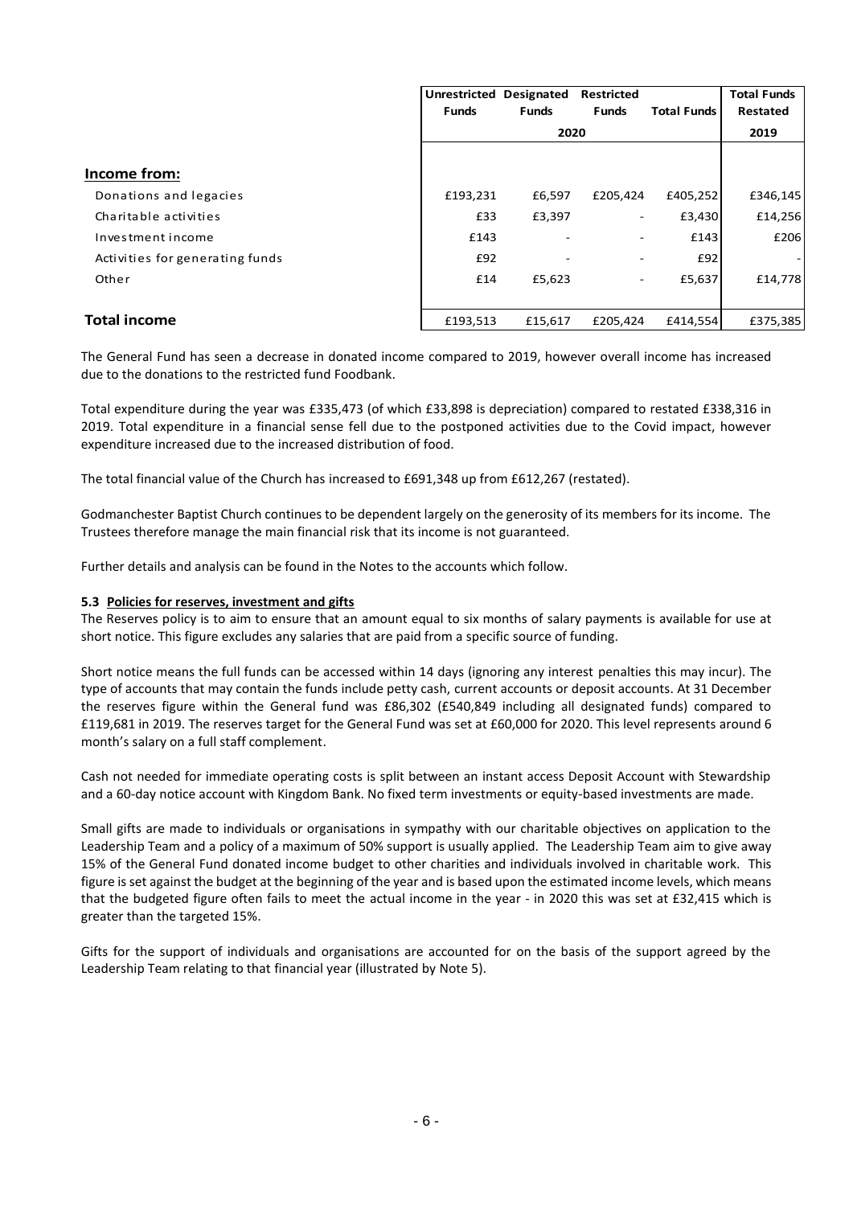| | Unrestricted Funds | Designated Funds | Restricted Funds | Total Funds | Total Funds Restated |
|---|---|---|---|---|---|
| | 2020 | | | | 2019 |
| **Income from:** | | | | | |
| Donations and legacies | £193,231 | £6,597 | £205,424 | £405,252 | £346,145 |
| Charitable activities | £33 | £3,397 | - | £3,430 | £14,256 |
| Investment income | £143 | - | - | £143 | £206 |
| Activities for generating funds | £92 | - | - | £92 | - |
| Other | £14 | £5,623 | - | £5,637 | £14,778 |
| **Total income** | £193,513 | £15,617 | £205,424 | £414,554 | £375,385 |

The General Fund has seen a decrease in donated income compared to 2019, however overall income has increased due to the donations to the restricted fund Foodbank.

Total expenditure during the year was £335,473 (of which £33,898 is depreciation) compared to restated £338,316 in 2019. Total expenditure in a financial sense fell due to the postponed activities due to the Covid impact, however expenditure increased due to the increased distribution of food.

The total financial value of the Church has increased to £691,348 up from £612,267 (restated).

Godmanchester Baptist Church continues to be dependent largely on the generosity of its members for its income. The Trustees therefore manage the main financial risk that its income is not guaranteed.

Further details and analysis can be found in the Notes to the accounts which follow.

#### 5.3 Policies for reserves, investment and gifts

The Reserves policy is to aim to ensure that an amount equal to six months of salary payments is available for use at short notice. This figure excludes any salaries that are paid from a specific source of funding.

Short notice means the full funds can be accessed within 14 days (ignoring any interest penalties this may incur). The type of accounts that may contain the funds include petty cash, current accounts or deposit accounts. At 31 December the reserves figure within the General fund was £86,302 (£540,849 including all designated funds) compared to £119,681 in 2019. The reserves target for the General Fund was set at £60,000 for 2020. This level represents around 6 month's salary on a full staff complement.

Cash not needed for immediate operating costs is split between an instant access Deposit Account with Stewardship and a 60-day notice account with Kingdom Bank. No fixed term investments or equity-based investments are made.

Small gifts are made to individuals or organisations in sympathy with our charitable objectives on application to the Leadership Team and a policy of a maximum of 50% support is usually applied. The Leadership Team aim to give away 15% of the General Fund donated income budget to other charities and individuals involved in charitable work. This figure is set against the budget at the beginning of the year and is based upon the estimated income levels, which means that the budgeted figure often fails to meet the actual income in the year - in 2020 this was set at £32,415 which is greater than the targeted 15%.

Gifts for the support of individuals and organisations are accounted for on the basis of the support agreed by the Leadership Team relating to that financial year (illustrated by Note 5).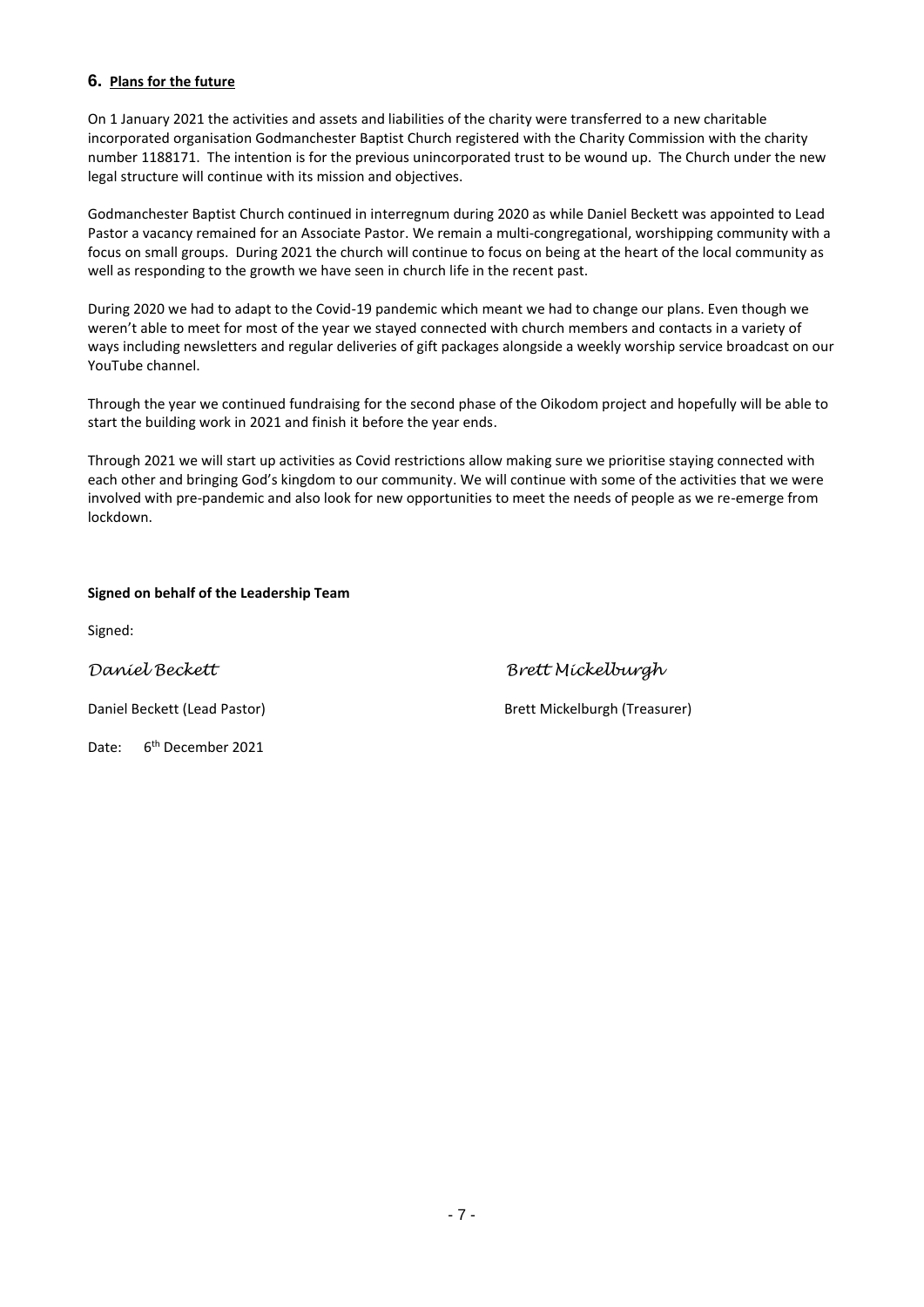## 6. Plans for the future

On 1 January 2021 the activities and assets and liabilities of the charity were transferred to a new charitable incorporated organisation Godmanchester Baptist Church registered with the Charity Commission with the charity number 1188171. The intention is for the previous unincorporated trust to be wound up. The Church under the new legal structure will continue with its mission and objectives.

Godmanchester Baptist Church continued in interregnum during 2020 as while Daniel Beckett was appointed to Lead Pastor a vacancy remained for an Associate Pastor. We remain a multi-congregational, worshipping community with a focus on small groups. During 2021 the church will continue to focus on being at the heart of the local community as well as responding to the growth we have seen in church life in the recent past.

During 2020 we had to adapt to the Covid-19 pandemic which meant we had to change our plans. Even though we weren't able to meet for most of the year we stayed connected with church members and contacts in a variety of ways including newsletters and regular deliveries of gift packages alongside a weekly worship service broadcast on our YouTube channel.

Through the year we continued fundraising for the second phase of the Oikodom project and hopefully will be able to start the building work in 2021 and finish it before the year ends.

Through 2021 we will start up activities as Covid restrictions allow making sure we prioritise staying connected with each other and bringing God's kingdom to our community. We will continue with some of the activities that we were involved with pre-pandemic and also look for new opportunities to meet the needs of people as we re-emerge from lockdown.

**Signed on behalf of the Leadership Team**

Signed:

*Daniel Beckett* *Brett Mickelburgh*

Daniel Beckett (Lead Pastor) Brett Mickelburgh (Treasurer)

Date: 6th December 2021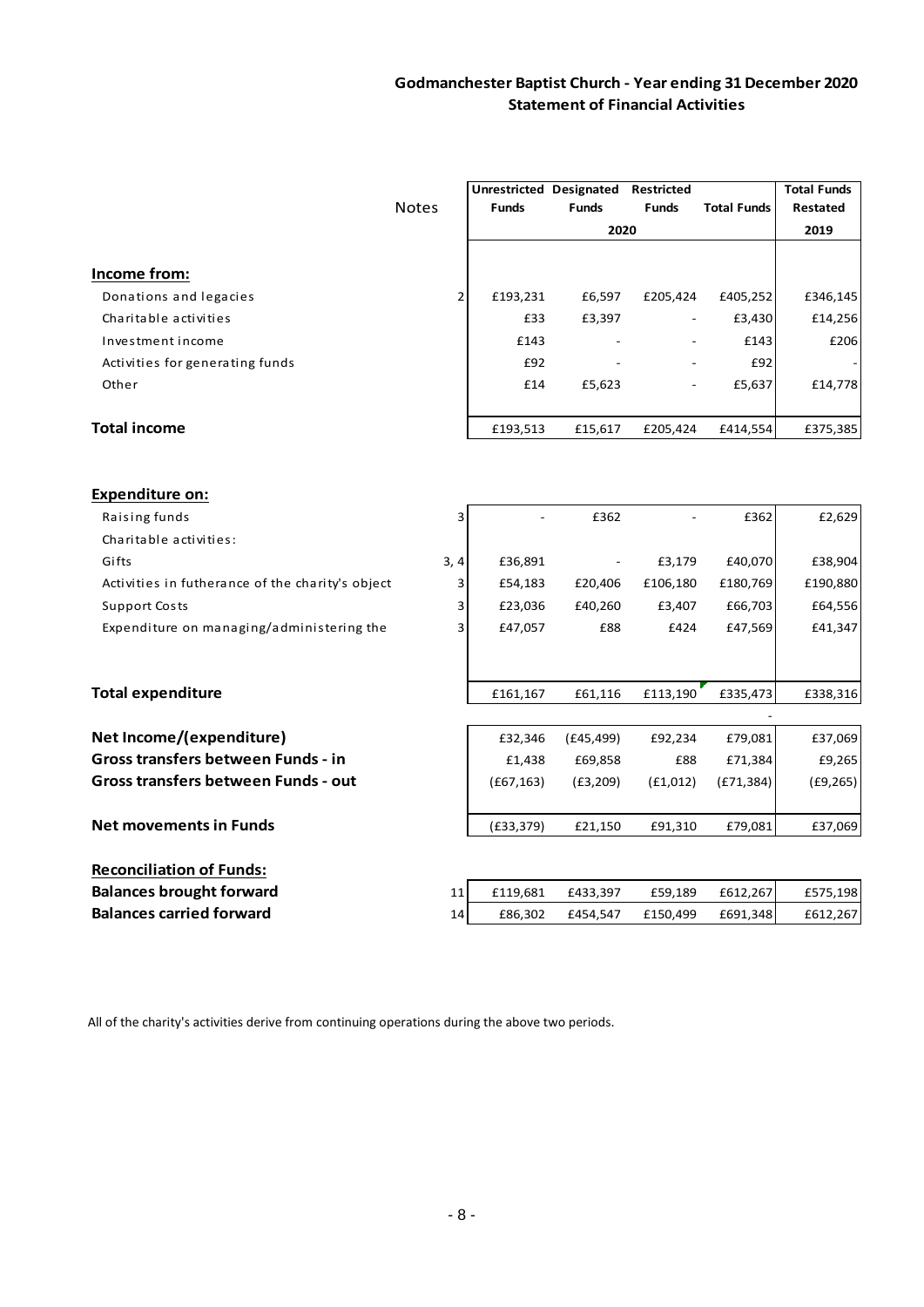## Godmanchester Baptist Church - Year ending 31 December 2020
## Statement of Financial Activities

| | Notes | Unrestricted Funds | Designated Funds | Restricted Funds | Total Funds | Total Funds Restated |
|---|---|---|---|---|---|---|
| | | 2020 | | | | 2019 |
| **Income from:** | | | | | | |
| Donations and legacies | 2 | £193,231 | £6,597 | £205,424 | £405,252 | £346,145 |
| Charitable activities | | £33 | £3,397 | - | £3,430 | £14,256 |
| Investment income | | £143 | - | - | £143 | £206 |
| Activities for generating funds | | £92 | - | - | £92 | - |
| Other | | £14 | £5,623 | - | £5,637 | £14,778 |
| **Total income** | | £193,513 | £15,617 | £205,424 | £414,554 | £375,385 |
| **Expenditure on:** | | | | | | |
| Raising funds | 3 | - | £362 | - | £362 | £2,629 |
| Charitable activities: | | | | | | |
| Gifts | 3, 4 | £36,891 | - | £3,179 | £40,070 | £38,904 |
| Activities in futherance of the charity's object | 3 | £54,183 | £20,406 | £106,180 | £180,769 | £190,880 |
| Support Costs | 3 | £23,036 | £40,260 | £3,407 | £66,703 | £64,556 |
| Expenditure on managing/administering the | 3 | £47,057 | £88 | £424 | £47,569 | £41,347 |
| **Total expenditure** | | £161,167 | £61,116 | £113,190 | £335,473 | £338,316 |
| | | | | | - | |
| **Net Income/(expenditure)** | | £32,346 | (£45,499) | £92,234 | £79,081 | £37,069 |
| **Gross transfers between Funds - in** | | £1,438 | £69,858 | £88 | £71,384 | £9,265 |
| **Gross transfers between Funds - out** | | (£67,163) | (£3,209) | (£1,012) | (£71,384) | (£9,265) |
| **Net movements in Funds** | | (£33,379) | £21,150 | £91,310 | £79,081 | £37,069 |
| **Reconciliation of Funds:** | | | | | | |
| **Balances brought forward** | 11 | £119,681 | £433,397 | £59,189 | £612,267 | £575,198 |
| **Balances carried forward** | 14 | £86,302 | £454,547 | £150,499 | £691,348 | £612,267 |

All of the charity's activities derive from continuing operations during the above two periods.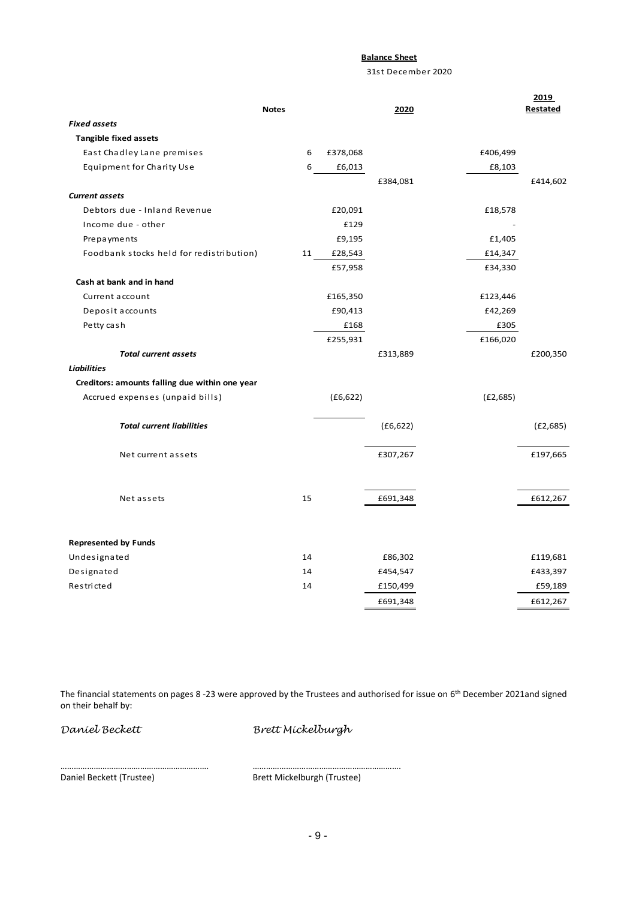**Balance Sheet**

31st December 2020

| | Notes | | 2020 | | 2019 Restated |
|---|---|---|---|---|---|
| ***Fixed assets*** | | | | | |
| **Tangible fixed assets** | | | | | |
| East Chadley Lane premises | 6 | £378,068 | | £406,499 | |
| Equipment for Charity Use | 6 | £6,013 | | £8,103 | |
| | | | £384,081 | | £414,602 |
| ***Current assets*** | | | | | |
| Debtors due - Inland Revenue | | £20,091 | | £18,578 | |
| Income due - other | | £129 | | - | |
| Prepayments | | £9,195 | | £1,405 | |
| Foodbank stocks held for redistribution) | 11 | £28,543 | | £14,347 | |
| | | £57,958 | | £34,330 | |
| **Cash at bank and in hand** | | | | | |
| Current account | | £165,350 | | £123,446 | |
| Deposit accounts | | £90,413 | | £42,269 | |
| Petty cash | | £168 | | £305 | |
| | | £255,931 | | £166,020 | |
| ***Total current assets*** | | | £313,889 | | £200,350 |
| ***Liabilities*** | | | | | |
| **Creditors: amounts falling due within one year** | | | | | |
| Accrued expenses (unpaid bills) | | (£6,622) | | (£2,685) | |
| ***Total current liabilities*** | | | (£6,622) | | (£2,685) |
| Net current assets | | | £307,267 | | £197,665 |
| Net assets | 15 | | £691,348 | | £612,267 |
| **Represented by Funds** | | | | | |
| Undesignated | 14 | | £86,302 | | £119,681 |
| Designated | 14 | | £454,547 | | £433,397 |
| Restricted | 14 | | £150,499 | | £59,189 |
| | | | £691,348 | | £612,267 |

The financial statements on pages 8 -23 were approved by the Trustees and authorised for issue on 6th December 2021and signed on their behalf by:

*Daniel Beckett* *Brett Mickelburgh*

……………………………………………………… ………………………………………………………

Daniel Beckett (Trustee) Brett Mickelburgh (Trustee)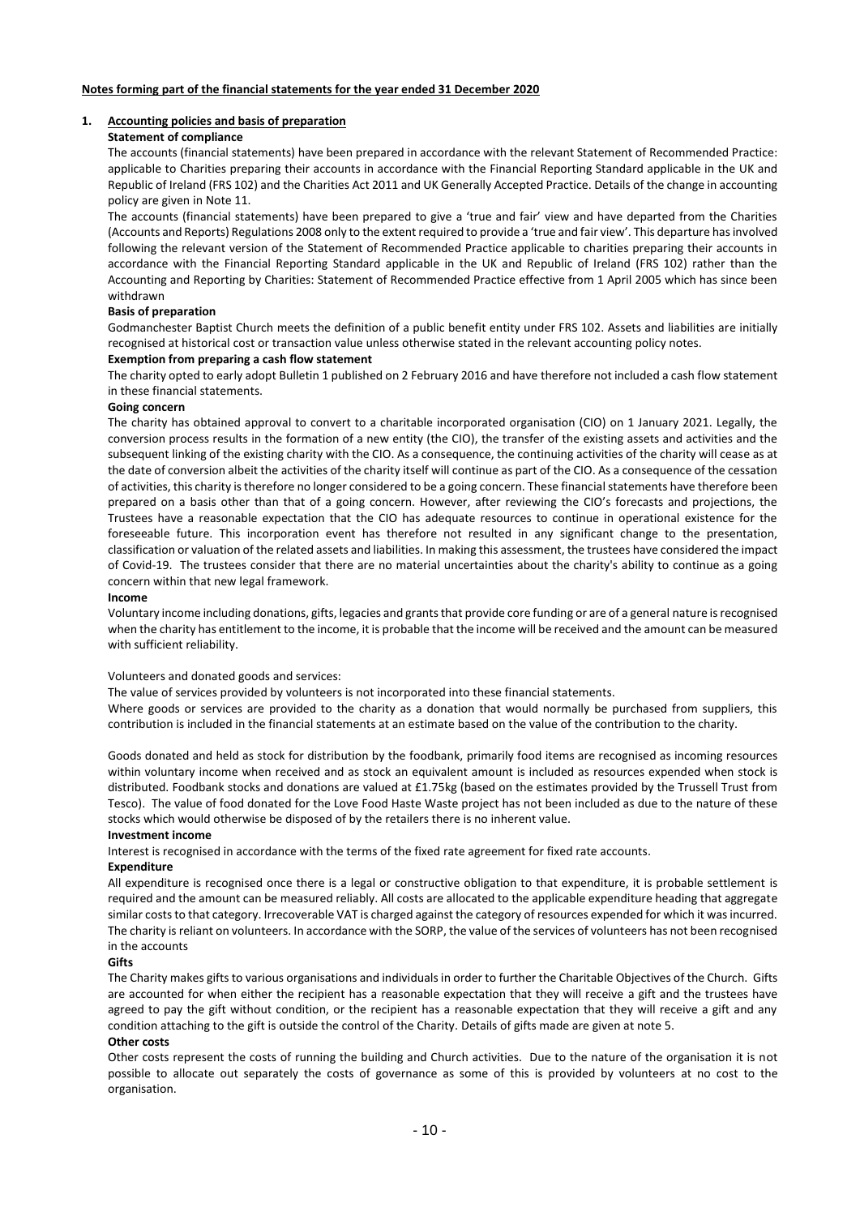**Notes forming part of the financial statements for the year ended 31 December 2020**

## 1. Accounting policies and basis of preparation

**Statement of compliance**

The accounts (financial statements) have been prepared in accordance with the relevant Statement of Recommended Practice: applicable to Charities preparing their accounts in accordance with the Financial Reporting Standard applicable in the UK and Republic of Ireland (FRS 102) and the Charities Act 2011 and UK Generally Accepted Practice. Details of the change in accounting policy are given in Note 11.

The accounts (financial statements) have been prepared to give a 'true and fair' view and have departed from the Charities (Accounts and Reports) Regulations 2008 only to the extent required to provide a 'true and fair view'. This departure has involved following the relevant version of the Statement of Recommended Practice applicable to charities preparing their accounts in accordance with the Financial Reporting Standard applicable in the UK and Republic of Ireland (FRS 102) rather than the Accounting and Reporting by Charities: Statement of Recommended Practice effective from 1 April 2005 which has since been withdrawn

**Basis of preparation**

Godmanchester Baptist Church meets the definition of a public benefit entity under FRS 102. Assets and liabilities are initially recognised at historical cost or transaction value unless otherwise stated in the relevant accounting policy notes.

**Exemption from preparing a cash flow statement**

The charity opted to early adopt Bulletin 1 published on 2 February 2016 and have therefore not included a cash flow statement in these financial statements.

**Going concern**

The charity has obtained approval to convert to a charitable incorporated organisation (CIO) on 1 January 2021. Legally, the conversion process results in the formation of a new entity (the CIO), the transfer of the existing assets and activities and the subsequent linking of the existing charity with the CIO. As a consequence, the continuing activities of the charity will cease as at the date of conversion albeit the activities of the charity itself will continue as part of the CIO. As a consequence of the cessation of activities, this charity is therefore no longer considered to be a going concern. These financial statements have therefore been prepared on a basis other than that of a going concern. However, after reviewing the CIO's forecasts and projections, the Trustees have a reasonable expectation that the CIO has adequate resources to continue in operational existence for the foreseeable future. This incorporation event has therefore not resulted in any significant change to the presentation, classification or valuation of the related assets and liabilities. In making this assessment, the trustees have considered the impact of Covid-19. The trustees consider that there are no material uncertainties about the charity's ability to continue as a going concern within that new legal framework.

**Income**

Voluntary income including donations, gifts, legacies and grants that provide core funding or are of a general nature is recognised when the charity has entitlement to the income, it is probable that the income will be received and the amount can be measured with sufficient reliability.

Volunteers and donated goods and services:

The value of services provided by volunteers is not incorporated into these financial statements.

Where goods or services are provided to the charity as a donation that would normally be purchased from suppliers, this contribution is included in the financial statements at an estimate based on the value of the contribution to the charity.

Goods donated and held as stock for distribution by the foodbank, primarily food items are recognised as incoming resources within voluntary income when received and as stock an equivalent amount is included as resources expended when stock is distributed. Foodbank stocks and donations are valued at £1.75kg (based on the estimates provided by the Trussell Trust from Tesco). The value of food donated for the Love Food Haste Waste project has not been included as due to the nature of these stocks which would otherwise be disposed of by the retailers there is no inherent value.

**Investment income**

Interest is recognised in accordance with the terms of the fixed rate agreement for fixed rate accounts.

**Expenditure**

All expenditure is recognised once there is a legal or constructive obligation to that expenditure, it is probable settlement is required and the amount can be measured reliably. All costs are allocated to the applicable expenditure heading that aggregate similar costs to that category. Irrecoverable VAT is charged against the category of resources expended for which it was incurred. The charity is reliant on volunteers. In accordance with the SORP, the value of the services of volunteers has not been recognised in the accounts

**Gifts**

The Charity makes gifts to various organisations and individuals in order to further the Charitable Objectives of the Church. Gifts are accounted for when either the recipient has a reasonable expectation that they will receive a gift and the trustees have agreed to pay the gift without condition, or the recipient has a reasonable expectation that they will receive a gift and any condition attaching to the gift is outside the control of the Charity. Details of gifts made are given at note 5.

**Other costs**

Other costs represent the costs of running the building and Church activities. Due to the nature of the organisation it is not possible to allocate out separately the costs of governance as some of this is provided by volunteers at no cost to the organisation.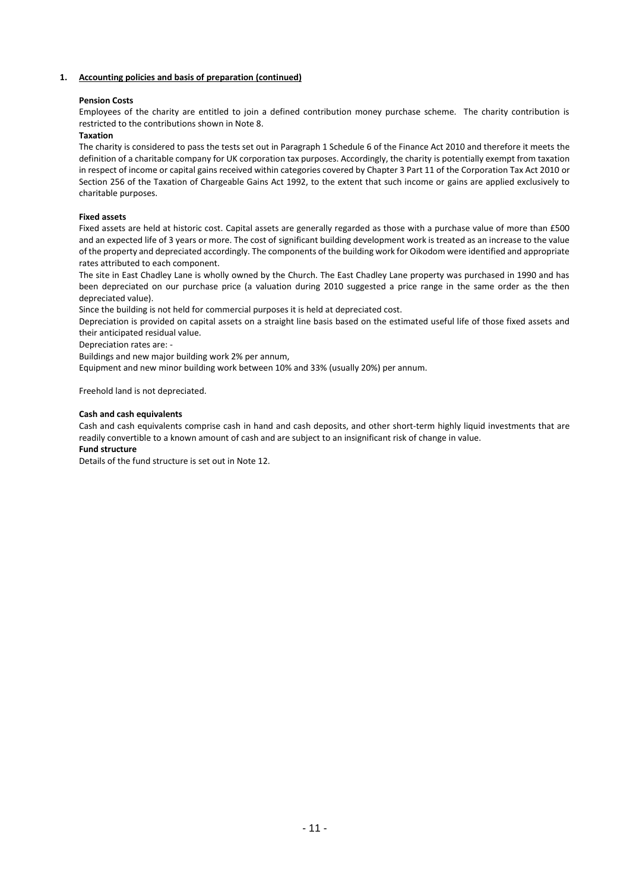## 1. Accounting policies and basis of preparation (continued)

**Pension Costs**

Employees of the charity are entitled to join a defined contribution money purchase scheme. The charity contribution is restricted to the contributions shown in Note 8.

**Taxation**

The charity is considered to pass the tests set out in Paragraph 1 Schedule 6 of the Finance Act 2010 and therefore it meets the definition of a charitable company for UK corporation tax purposes. Accordingly, the charity is potentially exempt from taxation in respect of income or capital gains received within categories covered by Chapter 3 Part 11 of the Corporation Tax Act 2010 or Section 256 of the Taxation of Chargeable Gains Act 1992, to the extent that such income or gains are applied exclusively to charitable purposes.

**Fixed assets**

Fixed assets are held at historic cost. Capital assets are generally regarded as those with a purchase value of more than £500 and an expected life of 3 years or more. The cost of significant building development work is treated as an increase to the value of the property and depreciated accordingly. The components of the building work for Oikodom were identified and appropriate rates attributed to each component.

The site in East Chadley Lane is wholly owned by the Church. The East Chadley Lane property was purchased in 1990 and has been depreciated on our purchase price (a valuation during 2010 suggested a price range in the same order as the then depreciated value).

Since the building is not held for commercial purposes it is held at depreciated cost.

Depreciation is provided on capital assets on a straight line basis based on the estimated useful life of those fixed assets and their anticipated residual value.

Depreciation rates are: -

Buildings and new major building work 2% per annum,

Equipment and new minor building work between 10% and 33% (usually 20%) per annum.

Freehold land is not depreciated.

**Cash and cash equivalents**

Cash and cash equivalents comprise cash in hand and cash deposits, and other short-term highly liquid investments that are readily convertible to a known amount of cash and are subject to an insignificant risk of change in value.

**Fund structure**

Details of the fund structure is set out in Note 12.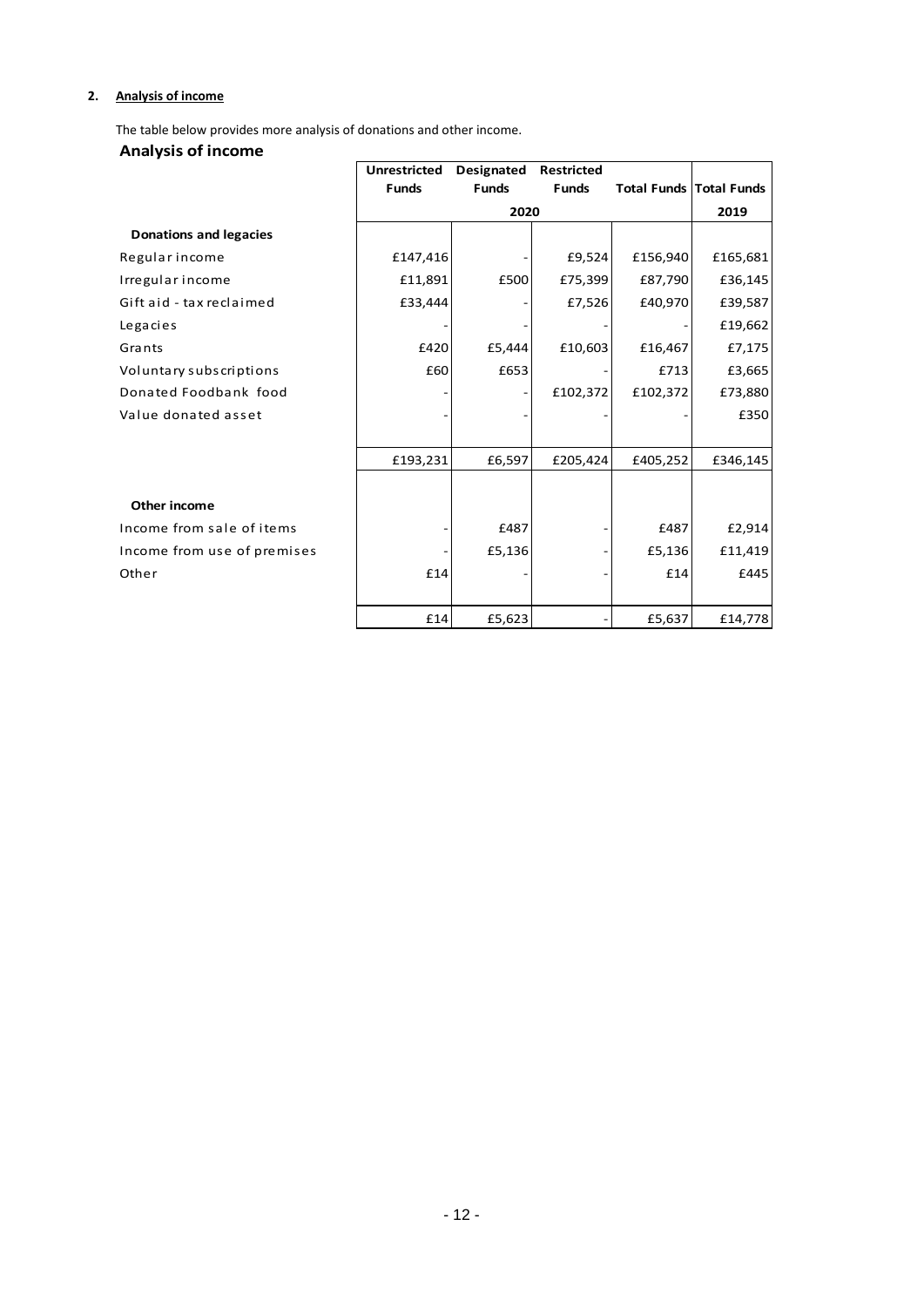## 2. Analysis of income

The table below provides more analysis of donations and other income.

### Analysis of income

| | Unrestricted Funds | Designated Funds | Restricted Funds | Total Funds | Total Funds |
|---|---|---|---|---|---|
| | | 2020 | | | 2019 |
| **Donations and legacies** | | | | | |
| Regular income | £147,416 | - | £9,524 | £156,940 | £165,681 |
| Irregular income | £11,891 | £500 | £75,399 | £87,790 | £36,145 |
| Gift aid - tax reclaimed | £33,444 | - | £7,526 | £40,970 | £39,587 |
| Legacies | - | - | - | - | £19,662 |
| Grants | £420 | £5,444 | £10,603 | £16,467 | £7,175 |
| Voluntary subscriptions | £60 | £653 | - | £713 | £3,665 |
| Donated Foodbank food | - | - | £102,372 | £102,372 | £73,880 |
| Value donated asset | - | - | - | - | £350 |
| | £193,231 | £6,597 | £205,424 | £405,252 | £346,145 |
| **Other income** | | | | | |
| Income from sale of items | - | £487 | - | £487 | £2,914 |
| Income from use of premises | - | £5,136 | - | £5,136 | £11,419 |
| Other | £14 | - | - | £14 | £445 |
| | £14 | £5,623 | - | £5,637 | £14,778 |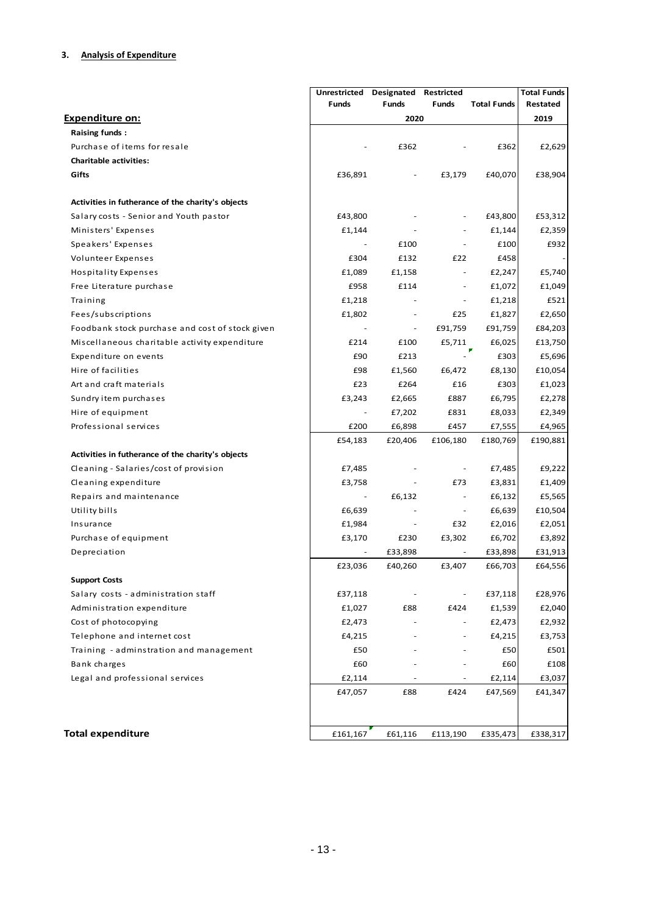### 3. Analysis of Expenditure

| Expenditure on: | Unrestricted Funds | Designated Funds | Restricted Funds | Total Funds | Total Funds Restated |
|---|---|---|---|---|---|
| | 2020 | | | | 2019 |
| **Raising funds :** | | | | | |
| Purchase of items for resale | - | £362 | - | £362 | £2,629 |
| **Charitable activities:** | | | | | |
| **Gifts** | £36,891 | - | £3,179 | £40,070 | £38,904 |
| **Activities in futherance of the charity's objects** | | | | | |
| Salary costs - Senior and Youth pastor | £43,800 | - | - | £43,800 | £53,312 |
| Ministers' Expenses | £1,144 | - | - | £1,144 | £2,359 |
| Speakers' Expenses | - | £100 | - | £100 | £932 |
| Volunteer Expenses | £304 | £132 | £22 | £458 | - |
| Hospitality Expenses | £1,089 | £1,158 | - | £2,247 | £5,740 |
| Free Literature purchase | £958 | £114 | - | £1,072 | £1,049 |
| Training | £1,218 | - | - | £1,218 | £521 |
| Fees/subscriptions | £1,802 | - | £25 | £1,827 | £2,650 |
| Foodbank stock purchase and cost of stock given | - | - | £91,759 | £91,759 | £84,203 |
| Miscellaneous charitable activity expenditure | £214 | £100 | £5,711 | £6,025 | £13,750 |
| Expenditure on events | £90 | £213 | - | £303 | £5,696 |
| Hire of facilities | £98 | £1,560 | £6,472 | £8,130 | £10,054 |
| Art and craft materials | £23 | £264 | £16 | £303 | £1,023 |
| Sundry item purchases | £3,243 | £2,665 | £887 | £6,795 | £2,278 |
| Hire of equipment | - | £7,202 | £831 | £8,033 | £2,349 |
| Professional services | £200 | £6,898 | £457 | £7,555 | £4,965 |
| | £54,183 | £20,406 | £106,180 | £180,769 | £190,881 |
| **Activities in futherance of the charity's objects** | | | | | |
| Cleaning - Salaries/cost of provision | £7,485 | - | - | £7,485 | £9,222 |
| Cleaning expenditure | £3,758 | - | £73 | £3,831 | £1,409 |
| Repairs and maintenance | - | £6,132 | - | £6,132 | £5,565 |
| Utility bills | £6,639 | - | - | £6,639 | £10,504 |
| Insurance | £1,984 | - | £32 | £2,016 | £2,051 |
| Purchase of equipment | £3,170 | £230 | £3,302 | £6,702 | £3,892 |
| Depreciation | - | £33,898 | - | £33,898 | £31,913 |
| | £23,036 | £40,260 | £3,407 | £66,703 | £64,556 |
| **Support Costs** | | | | | |
| Salary costs - administration staff | £37,118 | - | - | £37,118 | £28,976 |
| Administration expenditure | £1,027 | £88 | £424 | £1,539 | £2,040 |
| Cost of photocopying | £2,473 | - | - | £2,473 | £2,932 |
| Telephone and internet cost | £4,215 | - | - | £4,215 | £3,753 |
| Training - adminstration and management | £50 | - | - | £50 | £501 |
| Bank charges | £60 | - | - | £60 | £108 |
| Legal and professional services | £2,114 | - | - | £2,114 | £3,037 |
| | £47,057 | £88 | £424 | £47,569 | £41,347 |
| **Total expenditure** | £161,167 | £61,116 | £113,190 | £335,473 | £338,317 |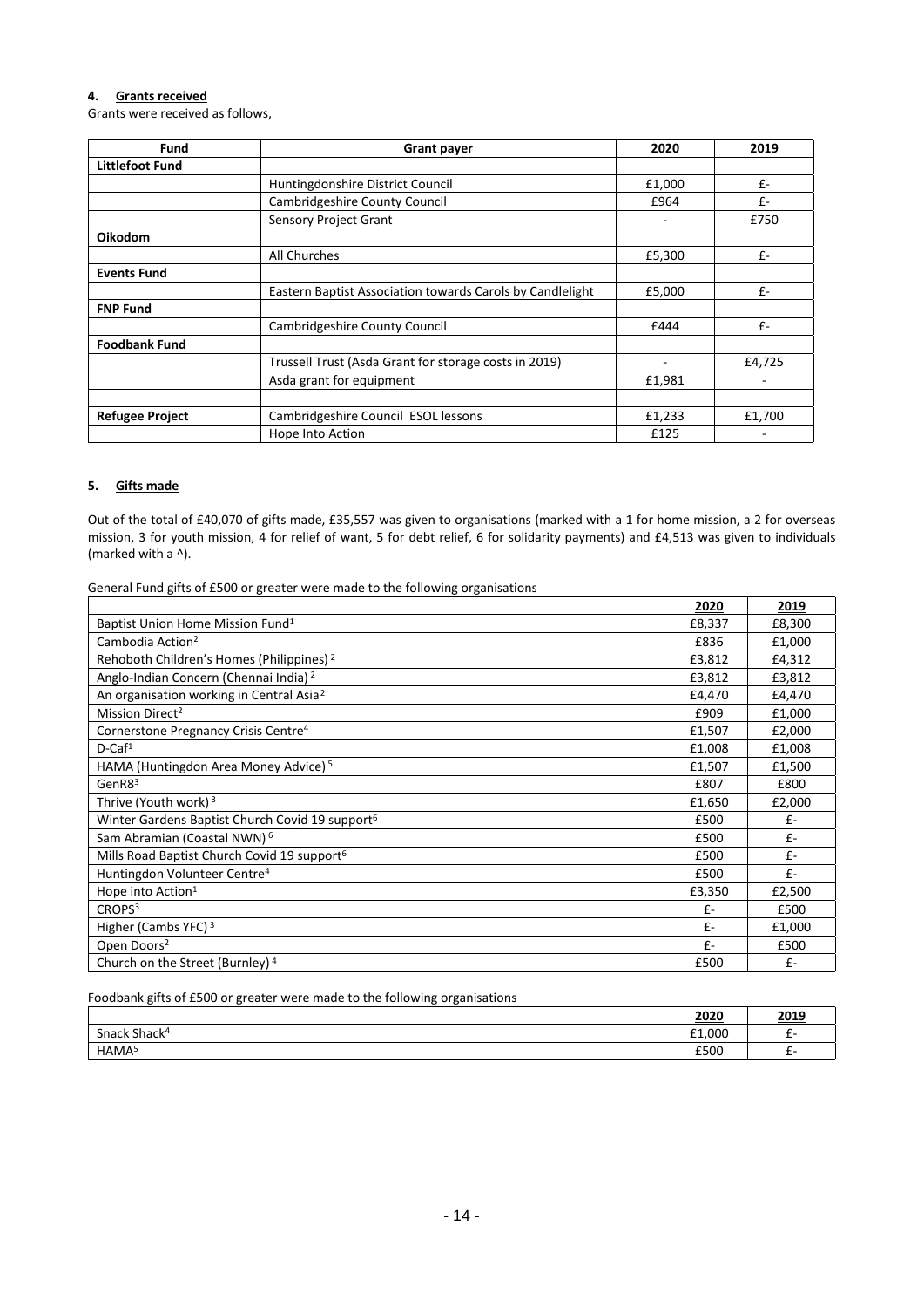### 4. Grants received

Grants were received as follows,

| Fund | Grant payer | 2020 | 2019 |
|---|---|---|---|
| **Littlefoot Fund** | | | |
| | Huntingdonshire District Council | £1,000 | £- |
| | Cambridgeshire County Council | £964 | £- |
| | Sensory Project Grant | - | £750 |
| **Oikodom** | | | |
| | All Churches | £5,300 | £- |
| **Events Fund** | | | |
| | Eastern Baptist Association towards Carols by Candlelight | £5,000 | £- |
| **FNP Fund** | | | |
| | Cambridgeshire County Council | £444 | £- |
| **Foodbank Fund** | | | |
| | Trussell Trust (Asda Grant for storage costs in 2019) | - | £4,725 |
| | Asda grant for equipment | £1,981 | - |
| | | | |
| **Refugee Project** | Cambridgeshire Council ESOL lessons | £1,233 | £1,700 |
| | Hope Into Action | £125 | - |

### 5. Gifts made

Out of the total of £40,070 of gifts made, £35,557 was given to organisations (marked with a 1 for home mission, a 2 for overseas mission, 3 for youth mission, 4 for relief of want, 5 for debt relief, 6 for solidarity payments) and £4,513 was given to individuals (marked with a ^).

General Fund gifts of £500 or greater were made to the following organisations

| | 2020 | 2019 |
|---|---|---|
| Baptist Union Home Mission Fund[1] | £8,337 | £8,300 |
| Cambodia Action[2] | £836 | £1,000 |
| Rehoboth Children's Homes (Philippines) [2] | £3,812 | £4,312 |
| Anglo-Indian Concern (Chennai India) [2] | £3,812 | £3,812 |
| An organisation working in Central Asia[2] | £4,470 | £4,470 |
| Mission Direct[2] | £909 | £1,000 |
| Cornerstone Pregnancy Crisis Centre[4] | £1,507 | £2,000 |
| D-Caf[1] | £1,008 | £1,008 |
| HAMA (Huntingdon Area Money Advice) [5] | £1,507 | £1,500 |
| GenR8[3] | £807 | £800 |
| Thrive (Youth work) [3] | £1,650 | £2,000 |
| Winter Gardens Baptist Church Covid 19 support[6] | £500 | £- |
| Sam Abramian (Coastal NWN) [6] | £500 | £- |
| Mills Road Baptist Church Covid 19 support[6] | £500 | £- |
| Huntingdon Volunteer Centre[4] | £500 | £- |
| Hope into Action[1] | £3,350 | £2,500 |
| CROPS[3] | £- | £500 |
| Higher (Cambs YFC) [3] | £- | £1,000 |
| Open Doors[2] | £- | £500 |
| Church on the Street (Burnley) [4] | £500 | £- |

Foodbank gifts of £500 or greater were made to the following organisations

| | 2020 | 2019 |
|---|---|---|
| Snack Shack[4] | £1,000 | £- |
| HAMA[5] | £500 | £- |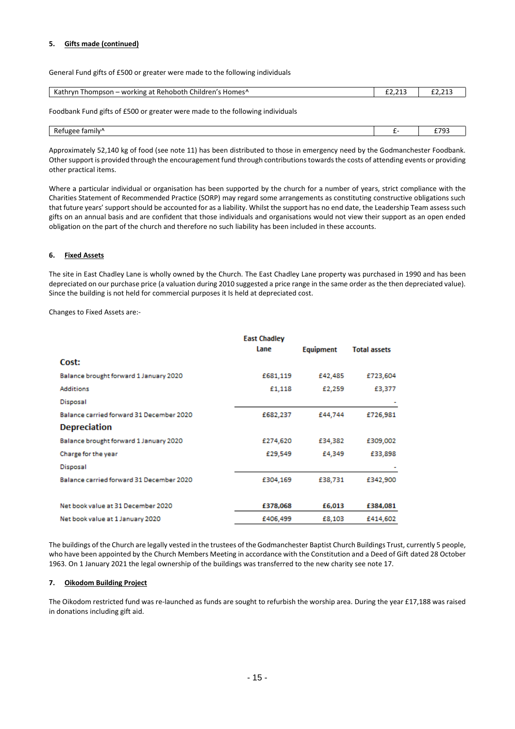**5. Gifts made (continued)**

General Fund gifts of £500 or greater were made to the following individuals

| Kathryn Thompson – working at Rehoboth Children's Homes^ | £2,213 | £2,213 |
|---|---|---|

Foodbank Fund gifts of £500 or greater were made to the following individuals

| Refugee family^ | £- | £793 |
|---|---|---|

Approximately 52,140 kg of food (see note 11) has been distributed to those in emergency need by the Godmanchester Foodbank. Other support is provided through the encouragement fund through contributions towards the costs of attending events or providing other practical items.

Where a particular individual or organisation has been supported by the church for a number of years, strict compliance with the Charities Statement of Recommended Practice (SORP) may regard some arrangements as constituting constructive obligations such that future years' support should be accounted for as a liability. Whilst the support has no end date, the Leadership Team assess such gifts on an annual basis and are confident that those individuals and organisations would not view their support as an open ended obligation on the part of the church and therefore no such liability has been included in these accounts.

**6. Fixed Assets**

The site in East Chadley Lane is wholly owned by the Church. The East Chadley Lane property was purchased in 1990 and has been depreciated on our purchase price (a valuation during 2010 suggested a price range in the same order as the then depreciated value). Since the building is not held for commercial purposes it Is held at depreciated cost.

Changes to Fixed Assets are:-

| | East Chadley Lane | Equipment | Total assets |
|---|---|---|---|
| **Cost:** | | | |
| Balance brought forward 1 January 2020 | £681,119 | £42,485 | £723,604 |
| Additions | £1,118 | £2,259 | £3,377 |
| Disposal | | | - |
| Balance carried forward 31 December 2020 | £682,237 | £44,744 | £726,981 |
| **Depreciation** | | | |
| Balance brought forward 1 January 2020 | £274,620 | £34,382 | £309,002 |
| Charge for the year | £29,549 | £4,349 | £33,898 |
| Disposal | | | - |
| Balance carried forward 31 December 2020 | £304,169 | £38,731 | £342,900 |
| Net book value at 31 December 2020 | **£378,068** | **£6,013** | **£384,081** |
| Net book value at 1 January 2020 | £406,499 | £8,103 | £414,602 |

The buildings of the Church are legally vested in the trustees of the Godmanchester Baptist Church Buildings Trust, currently 5 people, who have been appointed by the Church Members Meeting in accordance with the Constitution and a Deed of Gift dated 28 October 1963. On 1 January 2021 the legal ownership of the buildings was transferred to the new charity see note 17.

**7. Oikodom Building Project**

The Oikodom restricted fund was re-launched as funds are sought to refurbish the worship area. During the year £17,188 was raised in donations including gift aid.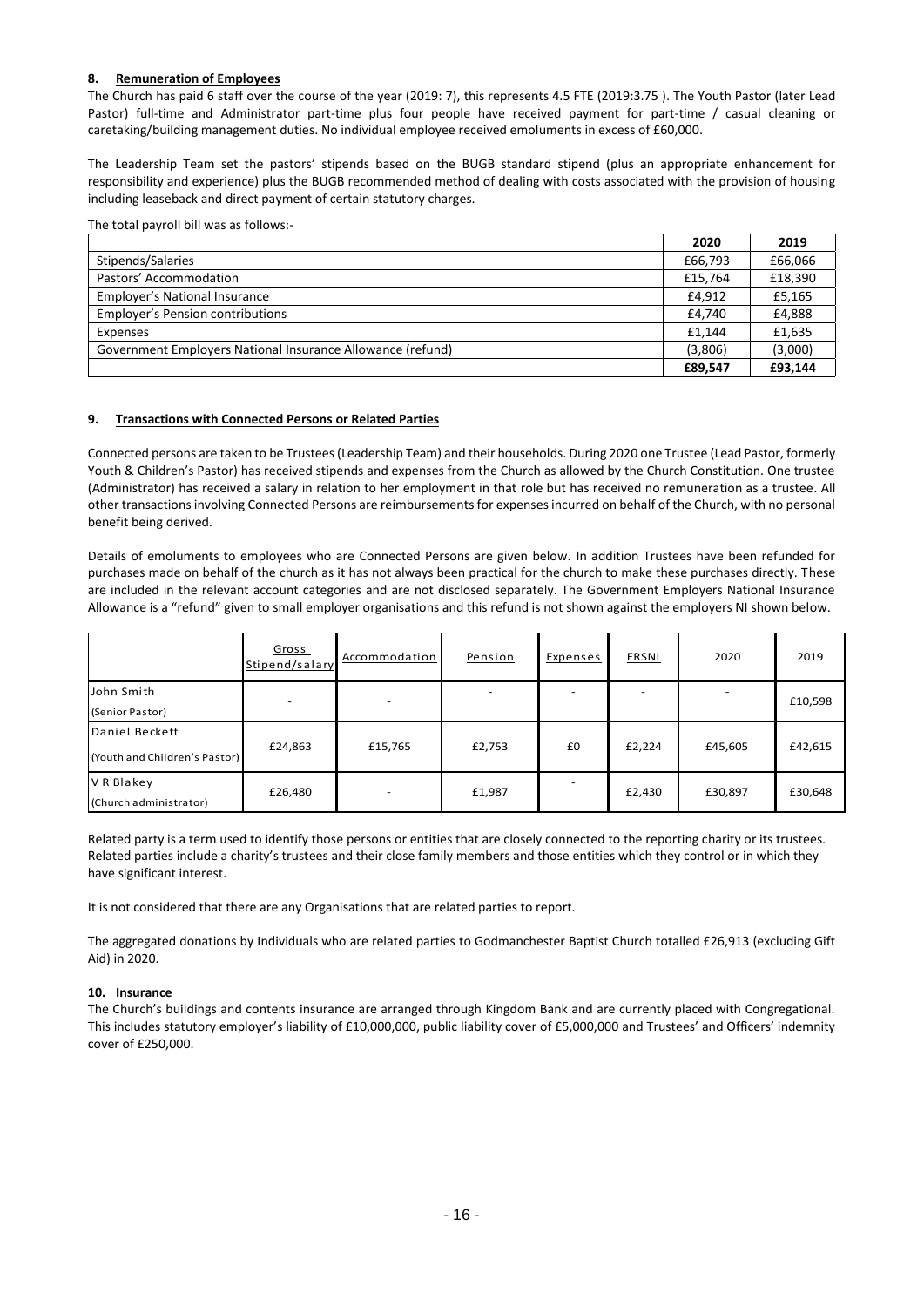## 8. Remuneration of Employees

The Church has paid 6 staff over the course of the year (2019: 7), this represents 4.5 FTE (2019:3.75 ). The Youth Pastor (later Lead Pastor) full-time and Administrator part-time plus four people have received payment for part-time / casual cleaning or caretaking/building management duties. No individual employee received emoluments in excess of £60,000.

The Leadership Team set the pastors' stipends based on the BUGB standard stipend (plus an appropriate enhancement for responsibility and experience) plus the BUGB recommended method of dealing with costs associated with the provision of housing including leaseback and direct payment of certain statutory charges.

The total payroll bill was as follows:-

| | 2020 | 2019 |
|---|---|---|
| Stipends/Salaries | £66,793 | £66,066 |
| Pastors' Accommodation | £15,764 | £18,390 |
| Employer's National Insurance | £4,912 | £5,165 |
| Employer's Pension contributions | £4,740 | £4,888 |
| Expenses | £1,144 | £1,635 |
| Government Employers National Insurance Allowance (refund) | (3,806) | (3,000) |
| | **£89,547** | **£93,144** |

## 9. Transactions with Connected Persons or Related Parties

Connected persons are taken to be Trustees (Leadership Team) and their households. During 2020 one Trustee (Lead Pastor, formerly Youth & Children's Pastor) has received stipends and expenses from the Church as allowed by the Church Constitution. One trustee (Administrator) has received a salary in relation to her employment in that role but has received no remuneration as a trustee. All other transactions involving Connected Persons are reimbursements for expenses incurred on behalf of the Church, with no personal benefit being derived.

Details of emoluments to employees who are Connected Persons are given below. In addition Trustees have been refunded for purchases made on behalf of the church as it has not always been practical for the church to make these purchases directly. These are included in the relevant account categories and are not disclosed separately. The Government Employers National Insurance Allowance is a "refund" given to small employer organisations and this refund is not shown against the employers NI shown below.

| | Gross Stipend/salary | Accommodation | Pension | Expenses | ERSNI | 2020 | 2019 |
|---|---|---|---|---|---|---|---|
| John Smith (Senior Pastor) | - | - | - | - | - | - | £10,598 |
| Daniel Beckett (Youth and Children's Pastor) | £24,863 | £15,765 | £2,753 | £0 | £2,224 | £45,605 | £42,615 |
| V R Blakey (Church administrator) | £26,480 | - | £1,987 | - | £2,430 | £30,897 | £30,648 |

Related party is a term used to identify those persons or entities that are closely connected to the reporting charity or its trustees. Related parties include a charity's trustees and their close family members and those entities which they control or in which they have significant interest.

It is not considered that there are any Organisations that are related parties to report.

The aggregated donations by Individuals who are related parties to Godmanchester Baptist Church totalled £26,913 (excluding Gift Aid) in 2020.

## 10. Insurance

The Church's buildings and contents insurance are arranged through Kingdom Bank and are currently placed with Congregational. This includes statutory employer's liability of £10,000,000, public liability cover of £5,000,000 and Trustees' and Officers' indemnity cover of £250,000.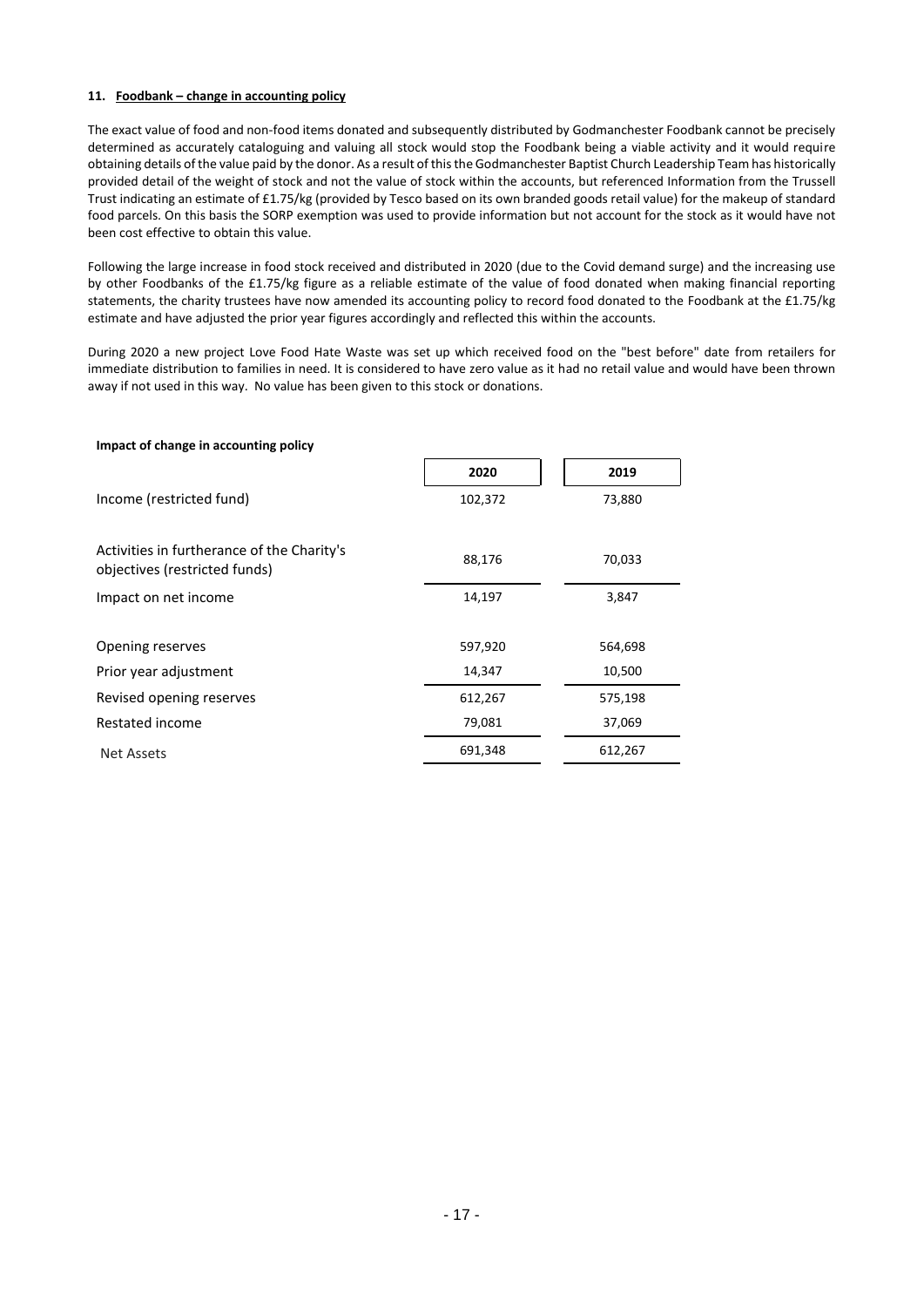### 11. Foodbank – change in accounting policy

The exact value of food and non-food items donated and subsequently distributed by Godmanchester Foodbank cannot be precisely determined as accurately cataloguing and valuing all stock would stop the Foodbank being a viable activity and it would require obtaining details of the value paid by the donor. As a result of this the Godmanchester Baptist Church Leadership Team has historically provided detail of the weight of stock and not the value of stock within the accounts, but referenced Information from the Trussell Trust indicating an estimate of £1.75/kg (provided by Tesco based on its own branded goods retail value) for the makeup of standard food parcels. On this basis the SORP exemption was used to provide information but not account for the stock as it would have not been cost effective to obtain this value.

Following the large increase in food stock received and distributed in 2020 (due to the Covid demand surge) and the increasing use by other Foodbanks of the £1.75/kg figure as a reliable estimate of the value of food donated when making financial reporting statements, the charity trustees have now amended its accounting policy to record food donated to the Foodbank at the £1.75/kg estimate and have adjusted the prior year figures accordingly and reflected this within the accounts.

During 2020 a new project Love Food Hate Waste was set up which received food on the "best before" date from retailers for immediate distribution to families in need. It is considered to have zero value as it had no retail value and would have been thrown away if not used in this way. No value has been given to this stock or donations.

**Impact of change in accounting policy**

| | 2020 | 2019 |
|---|---|---|
| Income (restricted fund) | 102,372 | 73,880 |
| Activities in furtherance of the Charity's objectives (restricted funds) | 88,176 | 70,033 |
| Impact on net income | 14,197 | 3,847 |
| Opening reserves | 597,920 | 564,698 |
| Prior year adjustment | 14,347 | 10,500 |
| Revised opening reserves | 612,267 | 575,198 |
| Restated income | 79,081 | 37,069 |
| Net Assets | 691,348 | 612,267 |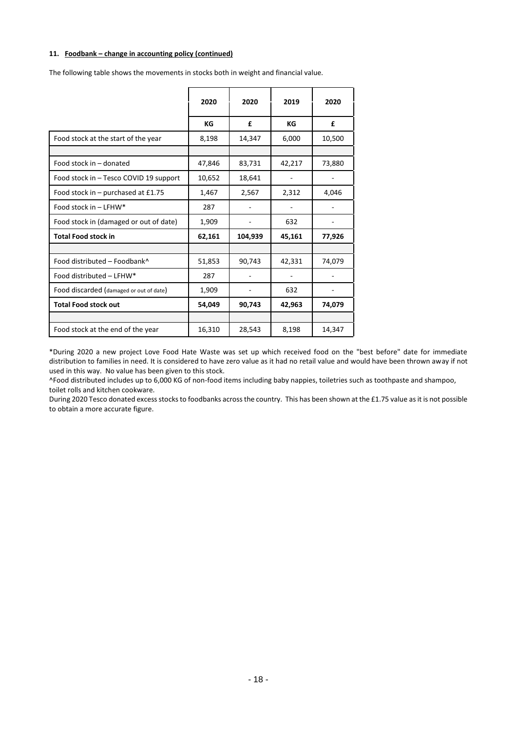**11. Foodbank – change in accounting policy (continued)**

The following table shows the movements in stocks both in weight and financial value.

| | 2020 | 2020 | 2019 | 2020 |
|---|---|---|---|---|
| | **KG** | **£** | **KG** | **£** |
| Food stock at the start of the year | 8,198 | 14,347 | 6,000 | 10,500 |
| | | | | |
| Food stock in – donated | 47,846 | 83,731 | 42,217 | 73,880 |
| Food stock in – Tesco COVID 19 support | 10,652 | 18,641 | - | - |
| Food stock in – purchased at £1.75 | 1,467 | 2,567 | 2,312 | 4,046 |
| Food stock in – LFHW* | 287 | - | - | - |
| Food stock in (damaged or out of date) | 1,909 | - | 632 | - |
| **Total Food stock in** | **62,161** | **104,939** | **45,161** | **77,926** |
| | | | | |
| Food distributed – Foodbank^ | 51,853 | 90,743 | 42,331 | 74,079 |
| Food distributed – LFHW* | 287 | - | - | - |
| Food discarded (damaged or out of date) | 1,909 | - | 632 | - |
| **Total Food stock out** | **54,049** | **90,743** | **42,963** | **74,079** |
| | | | | |
| Food stock at the end of the year | 16,310 | 28,543 | 8,198 | 14,347 |

*During 2020 a new project Love Food Hate Waste was set up which received food on the "best before" date for immediate distribution to families in need. It is considered to have zero value as it had no retail value and would have been thrown away if not used in this way. No value has been given to this stock.

^Food distributed includes up to 6,000 KG of non-food items including baby nappies, toiletries such as toothpaste and shampoo, toilet rolls and kitchen cookware.

During 2020 Tesco donated excess stocks to foodbanks across the country. This has been shown at the £1.75 value as it is not possible to obtain a more accurate figure.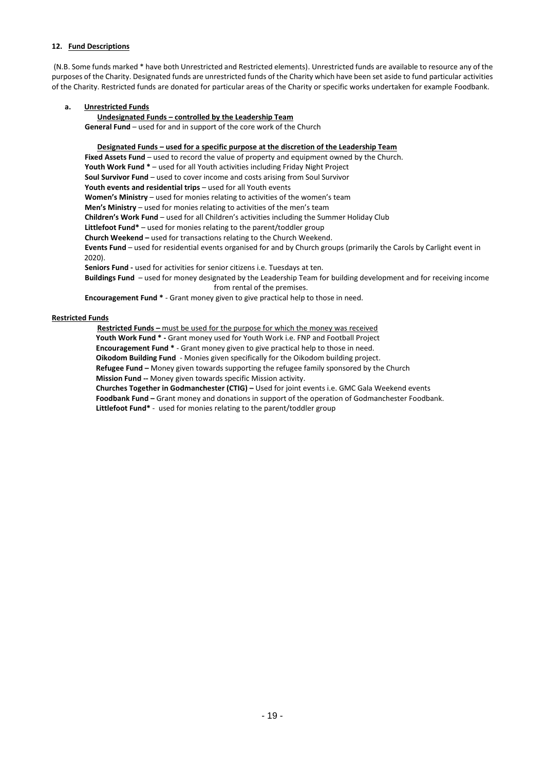## 12. Fund Descriptions

(N.B. Some funds marked * have both Unrestricted and Restricted elements). Unrestricted funds are available to resource any of the purposes of the Charity. Designated funds are unrestricted funds of the Charity which have been set aside to fund particular activities of the Charity. Restricted funds are donated for particular areas of the Charity or specific works undertaken for example Foodbank.

### a. Unrestricted Funds

**Undesignated Funds – controlled by the Leadership Team**

**General Fund** – used for and in support of the core work of the Church

**Designated Funds – used for a specific purpose at the discretion of the Leadership Team**

**Fixed Assets Fund** – used to record the value of property and equipment owned by the Church.

**Youth Work Fund *** – used for all Youth activities including Friday Night Project

**Soul Survivor Fund** – used to cover income and costs arising from Soul Survivor

**Youth events and residential trips** – used for all Youth events

**Women's Ministry** – used for monies relating to activities of the women's team

**Men's Ministry** – used for monies relating to activities of the men's team

**Children's Work Fund** – used for all Children's activities including the Summer Holiday Club

**Littlefoot Fund*** – used for monies relating to the parent/toddler group

**Church Weekend –** used for transactions relating to the Church Weekend.

**Events Fund** – used for residential events organised for and by Church groups (primarily the Carols by Carlight event in 2020).

**Seniors Fund -** used for activities for senior citizens i.e. Tuesdays at ten.

**Buildings Fund** – used for money designated by the Leadership Team for building development and for receiving income from rental of the premises.

**Encouragement Fund *** - Grant money given to give practical help to those in need.

### Restricted Funds

**Restricted Funds –** must be used for the purpose for which the money was received

**Youth Work Fund * -** Grant money used for Youth Work i.e. FNP and Football Project

**Encouragement Fund *** - Grant money given to give practical help to those in need.

**Oikodom Building Fund** - Monies given specifically for the Oikodom building project.

**Refugee Fund –** Money given towards supporting the refugee family sponsored by the Church

**Mission Fund --** Money given towards specific Mission activity.

**Churches Together in Godmanchester (CTIG) –** Used for joint events i.e. GMC Gala Weekend events

**Foodbank Fund –** Grant money and donations in support of the operation of Godmanchester Foodbank.

**Littlefoot Fund*** - used for monies relating to the parent/toddler group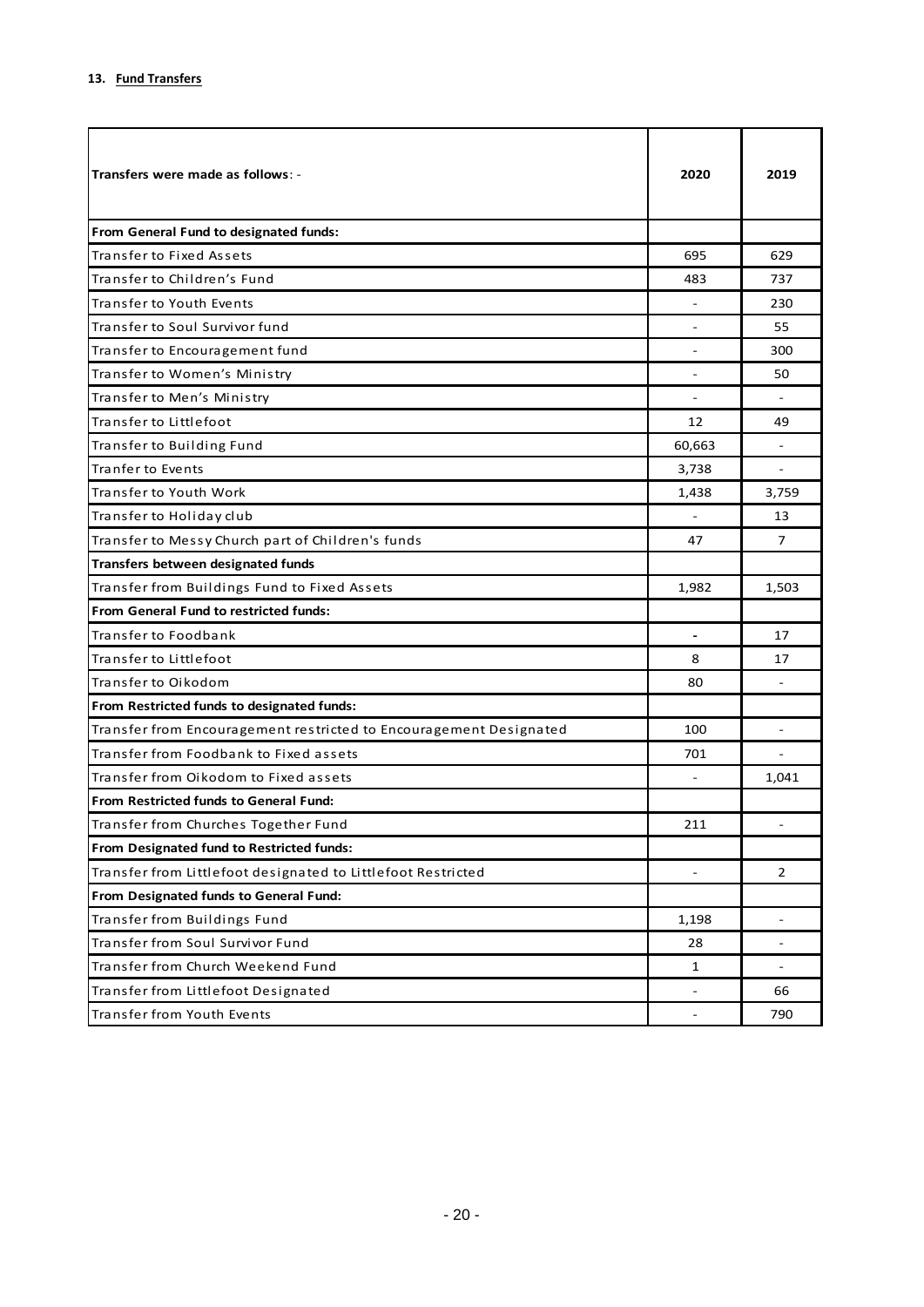**13. Fund Transfers**

| Transfers were made as follows: - | 2020 | 2019 |
|---|---|---|
| **From General Fund to designated funds:** | | |
| Transfer to Fixed Assets | 695 | 629 |
| Transfer to Children's Fund | 483 | 737 |
| Transfer to Youth Events | - | 230 |
| Transfer to Soul Survivor fund | - | 55 |
| Transfer to Encouragement fund | - | 300 |
| Transfer to Women's Ministry | - | 50 |
| Transfer to Men's Ministry | - | - |
| Transfer to Littlefoot | 12 | 49 |
| Transfer to Building Fund | 60,663 | - |
| Tranfer to Events | 3,738 | - |
| Transfer to Youth Work | 1,438 | 3,759 |
| Transfer to Holiday club | - | 13 |
| Transfer to Messy Church part of Children's funds | 47 | 7 |
| **Transfers between designated funds** | | |
| Transfer from Buildings Fund to Fixed Assets | 1,982 | 1,503 |
| **From General Fund to restricted funds:** | | |
| Transfer to Foodbank | - | 17 |
| Transfer to Littlefoot | 8 | 17 |
| Transfer to Oikodom | 80 | - |
| **From Restricted funds to designated funds:** | | |
| Transfer from Encouragement restricted to Encouragement Designated | 100 | - |
| Transfer from Foodbank to Fixed assets | 701 | - |
| Transfer from Oikodom to Fixed assets | - | 1,041 |
| **From Restricted funds to General Fund:** | | |
| Transfer from Churches Together Fund | 211 | - |
| **From Designated fund to Restricted funds:** | | |
| Transfer from Littlefoot designated to Littlefoot Restricted | - | 2 |
| **From Designated funds to General Fund:** | | |
| Transfer from Buildings Fund | 1,198 | - |
| Transfer from Soul Survivor Fund | 28 | - |
| Transfer from Church Weekend Fund | 1 | - |
| Transfer from Littlefoot Designated | - | 66 |
| Transfer from Youth Events | - | 790 |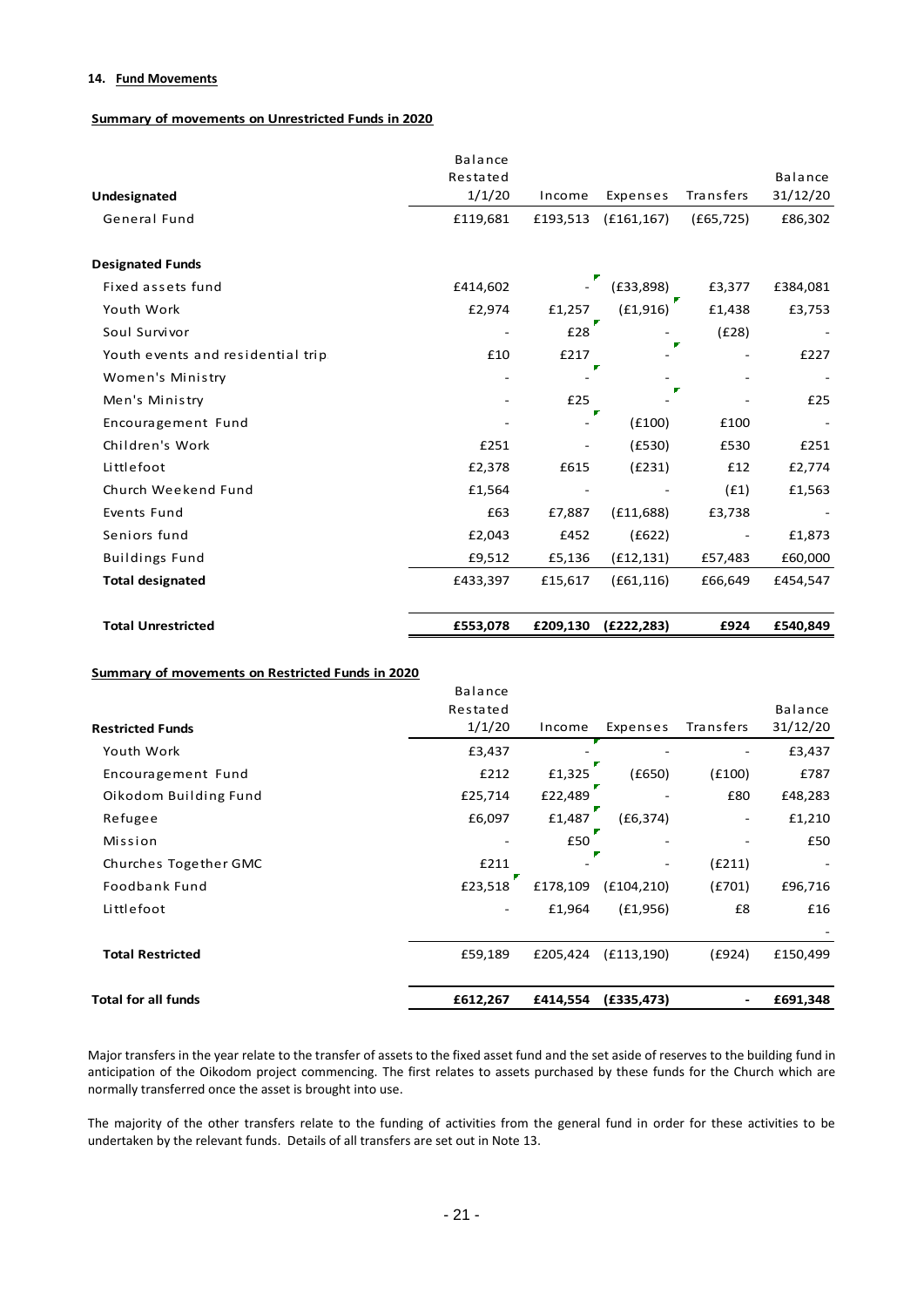### 14. Fund Movements

**Summary of movements on Unrestricted Funds in 2020**

| Undesignated | Balance Restated 1/1/20 | Income | Expenses | Transfers | Balance 31/12/20 |
|---|---|---|---|---|---|
| General Fund | £119,681 | £193,513 | (£161,167) | (£65,725) | £86,302 |
| **Designated Funds** | | | | | |
| Fixed assets fund | £414,602 | - | (£33,898) | £3,377 | £384,081 |
| Youth Work | £2,974 | £1,257 | (£1,916) | £1,438 | £3,753 |
| Soul Survivor | - | £28 | - | (£28) | - |
| Youth events and residential trip | £10 | £217 | - | - | £227 |
| Women's Ministry | - | - | - | - | - |
| Men's Ministry | - | £25 | - | - | £25 |
| Encouragement Fund | - | - | (£100) | £100 | - |
| Children's Work | £251 | - | (£530) | £530 | £251 |
| Littlefoot | £2,378 | £615 | (£231) | £12 | £2,774 |
| Church Weekend Fund | £1,564 | - | - | (£1) | £1,563 |
| Events Fund | £63 | £7,887 | (£11,688) | £3,738 | - |
| Seniors fund | £2,043 | £452 | (£622) | - | £1,873 |
| Buildings Fund | £9,512 | £5,136 | (£12,131) | £57,483 | £60,000 |
| **Total designated** | £433,397 | £15,617 | (£61,116) | £66,649 | £454,547 |
| **Total Unrestricted** | **£553,078** | **£209,130** | **(£222,283)** | **£924** | **£540,849** |

**Summary of movements on Restricted Funds in 2020**

| Restricted Funds | Balance Restated 1/1/20 | Income | Expenses | Transfers | Balance 31/12/20 |
|---|---|---|---|---|---|
| Youth Work | £3,437 | - | - | - | £3,437 |
| Encouragement Fund | £212 | £1,325 | (£650) | (£100) | £787 |
| Oikodom Building Fund | £25,714 | £22,489 | - | £80 | £48,283 |
| Refugee | £6,097 | £1,487 | (£6,374) | - | £1,210 |
| Mission | - | £50 | - | - | £50 |
| Churches Together GMC | £211 | - | - | (£211) | - |
| Foodbank Fund | £23,518 | £178,109 | (£104,210) | (£701) | £96,716 |
| Littlefoot | - | £1,964 | (£1,956) | £8 | £16 |
| | | | | | - |
| **Total Restricted** | £59,189 | £205,424 | (£113,190) | (£924) | £150,499 |
| **Total for all funds** | **£612,267** | **£414,554** | **(£335,473)** | **-** | **£691,348** |

Major transfers in the year relate to the transfer of assets to the fixed asset fund and the set aside of reserves to the building fund in anticipation of the Oikodom project commencing. The first relates to assets purchased by these funds for the Church which are normally transferred once the asset is brought into use.

The majority of the other transfers relate to the funding of activities from the general fund in order for these activities to be undertaken by the relevant funds. Details of all transfers are set out in Note 13.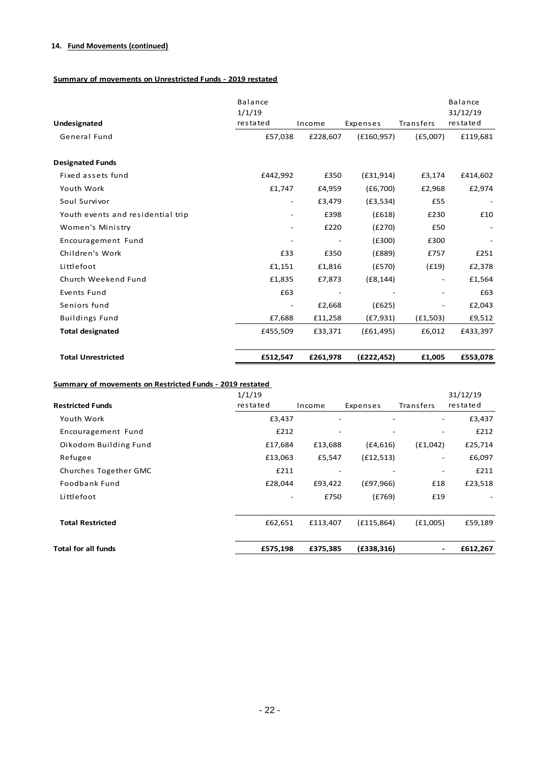**14. Fund Movements (continued)**

**Summary of movements on Unrestricted Funds - 2019 restated**

| Undesignated | Balance 1/1/19 restated | Income | Expenses | Transfers | Balance 31/12/19 restated |
|---|---|---|---|---|---|
| General Fund | £57,038 | £228,607 | (£160,957) | (£5,007) | £119,681 |
| **Designated Funds** | | | | | |
| Fixed assets fund | £442,992 | £350 | (£31,914) | £3,174 | £414,602 |
| Youth Work | £1,747 | £4,959 | (£6,700) | £2,968 | £2,974 |
| Soul Survivor | - | £3,479 | (£3,534) | £55 | - |
| Youth events and residential trip | - | £398 | (£618) | £230 | £10 |
| Women's Ministry | - | £220 | (£270) | £50 | - |
| Encouragement Fund | - | - | (£300) | £300 | - |
| Children's Work | £33 | £350 | (£889) | £757 | £251 |
| Littlefoot | £1,151 | £1,816 | (£570) | (£19) | £2,378 |
| Church Weekend Fund | £1,835 | £7,873 | (£8,144) | - | £1,564 |
| Events Fund | £63 | - | - | - | £63 |
| Seniors fund | - | £2,668 | (£625) | - | £2,043 |
| Buildings Fund | £7,688 | £11,258 | (£7,931) | (£1,503) | £9,512 |
| **Total designated** | £455,509 | £33,371 | (£61,495) | £6,012 | £433,397 |
| **Total Unrestricted** | **£512,547** | **£261,978** | **(£222,452)** | **£1,005** | **£553,078** |

**Summary of movements on Restricted Funds - 2019 restated**

| Restricted Funds | 1/1/19 restated | Income | Expenses | Transfers | 31/12/19 restated |
|---|---|---|---|---|---|
| Youth Work | £3,437 | - | - | - | £3,437 |
| Encouragement Fund | £212 | - | - | - | £212 |
| Oikodom Building Fund | £17,684 | £13,688 | (£4,616) | (£1,042) | £25,714 |
| Refugee | £13,063 | £5,547 | (£12,513) | - | £6,097 |
| Churches Together GMC | £211 | - | - | - | £211 |
| Foodbank Fund | £28,044 | £93,422 | (£97,966) | £18 | £23,518 |
| Littlefoot | - | £750 | (£769) | £19 | - |
| **Total Restricted** | £62,651 | £113,407 | (£115,864) | (£1,005) | £59,189 |
| **Total for all funds** | **£575,198** | **£375,385** | **(£338,316)** | **-** | **£612,267** |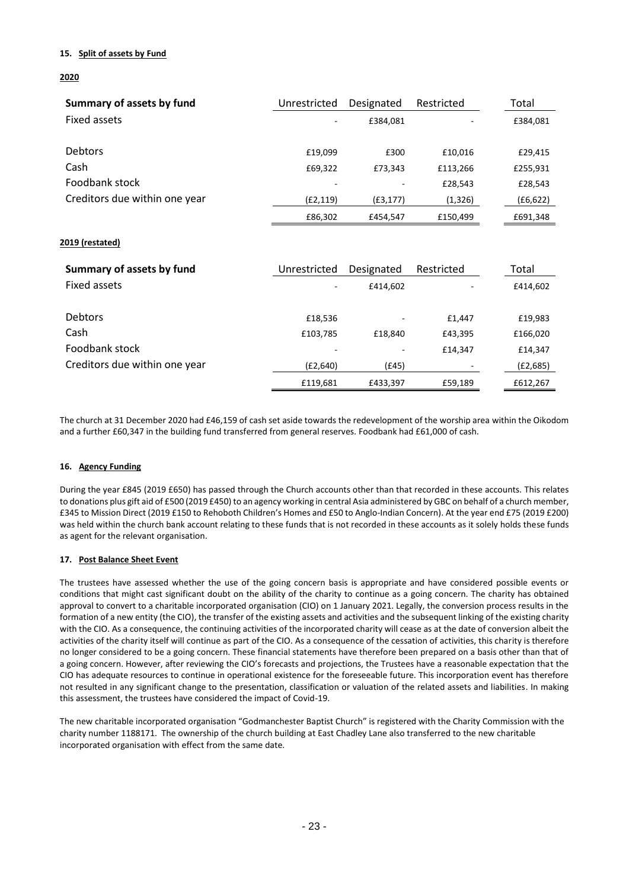**15. Split of assets by Fund**

**2020**

| Summary of assets by fund | Unrestricted | Designated | Restricted | Total |
|---|---|---|---|---|
| Fixed assets | - | £384,081 | - | £384,081 |
| Debtors | £19,099 | £300 | £10,016 | £29,415 |
| Cash | £69,322 | £73,343 | £113,266 | £255,931 |
| Foodbank stock | - | - | £28,543 | £28,543 |
| Creditors due within one year | (£2,119) | (£3,177) | (1,326) | (£6,622) |
| | £86,302 | £454,547 | £150,499 | £691,348 |

**2019 (restated)**

| Summary of assets by fund | Unrestricted | Designated | Restricted | Total |
|---|---|---|---|---|
| Fixed assets | - | £414,602 | - | £414,602 |
| Debtors | £18,536 | - | £1,447 | £19,983 |
| Cash | £103,785 | £18,840 | £43,395 | £166,020 |
| Foodbank stock | - | - | £14,347 | £14,347 |
| Creditors due within one year | (£2,640) | (£45) | - | (£2,685) |
| | £119,681 | £433,397 | £59,189 | £612,267 |

The church at 31 December 2020 had £46,159 of cash set aside towards the redevelopment of the worship area within the Oikodom and a further £60,347 in the building fund transferred from general reserves. Foodbank had £61,000 of cash.

**16. Agency Funding**

During the year £845 (2019 £650) has passed through the Church accounts other than that recorded in these accounts. This relates to donations plus gift aid of £500 (2019 £450) to an agency working in central Asia administered by GBC on behalf of a church member, £345 to Mission Direct (2019 £150 to Rehoboth Children's Homes and £50 to Anglo-Indian Concern). At the year end £75 (2019 £200) was held within the church bank account relating to these funds that is not recorded in these accounts as it solely holds these funds as agent for the relevant organisation.

**17. Post Balance Sheet Event**

The trustees have assessed whether the use of the going concern basis is appropriate and have considered possible events or conditions that might cast significant doubt on the ability of the charity to continue as a going concern. The charity has obtained approval to convert to a charitable incorporated organisation (CIO) on 1 January 2021. Legally, the conversion process results in the formation of a new entity (the CIO), the transfer of the existing assets and activities and the subsequent linking of the existing charity with the CIO. As a consequence, the continuing activities of the incorporated charity will cease as at the date of conversion albeit the activities of the charity itself will continue as part of the CIO. As a consequence of the cessation of activities, this charity is therefore no longer considered to be a going concern. These financial statements have therefore been prepared on a basis other than that of a going concern. However, after reviewing the CIO's forecasts and projections, the Trustees have a reasonable expectation that the CIO has adequate resources to continue in operational existence for the foreseeable future. This incorporation event has therefore not resulted in any significant change to the presentation, classification or valuation of the related assets and liabilities. In making this assessment, the trustees have considered the impact of Covid-19.

The new charitable incorporated organisation "Godmanchester Baptist Church" is registered with the Charity Commission with the charity number 1188171. The ownership of the church building at East Chadley Lane also transferred to the new charitable incorporated organisation with effect from the same date.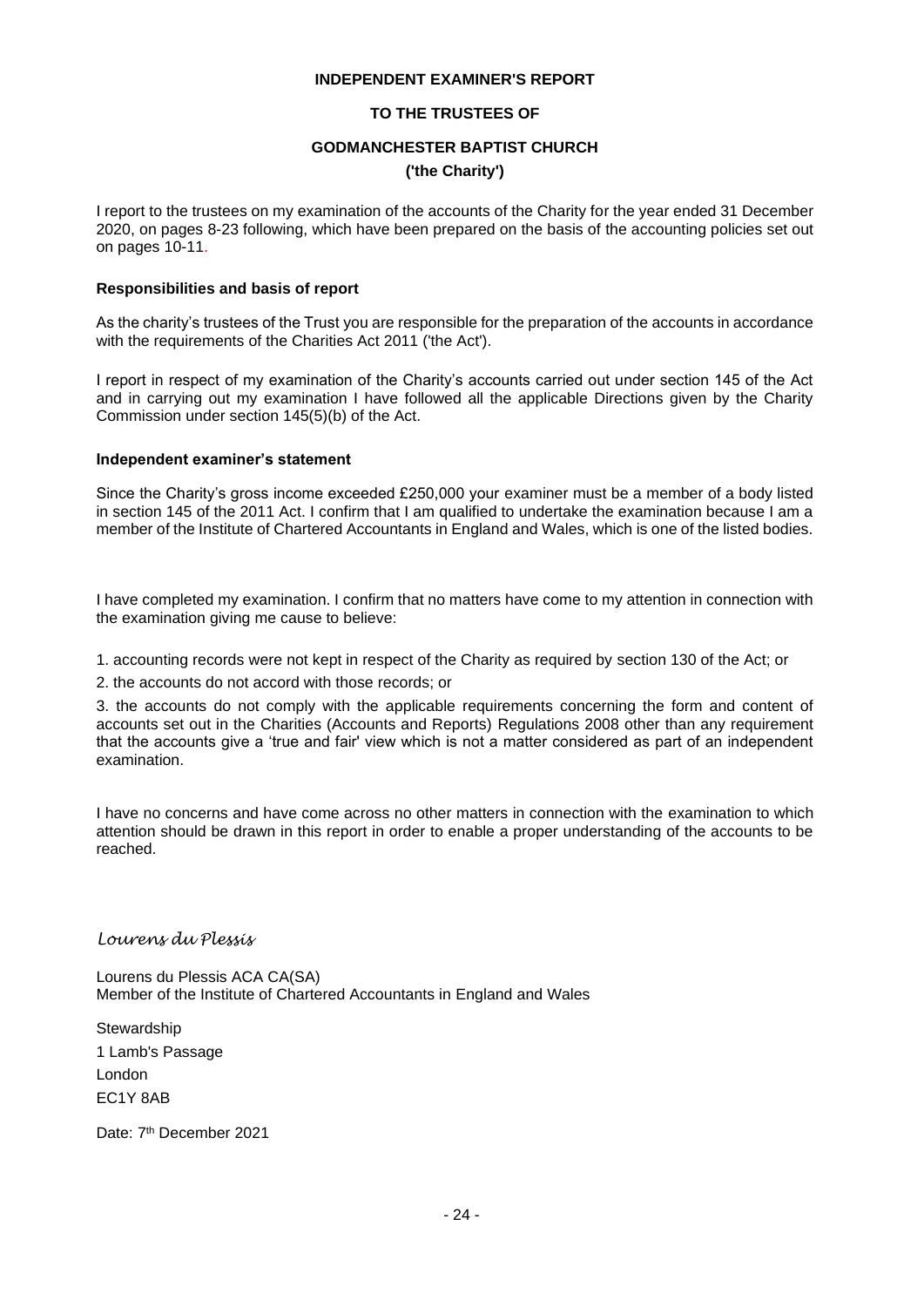# INDEPENDENT EXAMINER'S REPORT

## TO THE TRUSTEES OF

## GODMANCHESTER BAPTIST CHURCH

**('the Charity')**

I report to the trustees on my examination of the accounts of the Charity for the year ended 31 December 2020, on pages 8-23 following, which have been prepared on the basis of the accounting policies set out on pages 10-11.

**Responsibilities and basis of report**

As the charity's trustees of the Trust you are responsible for the preparation of the accounts in accordance with the requirements of the Charities Act 2011 ('the Act').

I report in respect of my examination of the Charity's accounts carried out under section 145 of the Act and in carrying out my examination I have followed all the applicable Directions given by the Charity Commission under section 145(5)(b) of the Act.

**Independent examiner's statement**

Since the Charity's gross income exceeded £250,000 your examiner must be a member of a body listed in section 145 of the 2011 Act. I confirm that I am qualified to undertake the examination because I am a member of the Institute of Chartered Accountants in England and Wales, which is one of the listed bodies.

I have completed my examination. I confirm that no matters have come to my attention in connection with the examination giving me cause to believe:

1. accounting records were not kept in respect of the Charity as required by section 130 of the Act; or
2. the accounts do not accord with those records; or
3. the accounts do not comply with the applicable requirements concerning the form and content of accounts set out in the Charities (Accounts and Reports) Regulations 2008 other than any requirement that the accounts give a 'true and fair' view which is not a matter considered as part of an independent examination.

I have no concerns and have come across no other matters in connection with the examination to which attention should be drawn in this report in order to enable a proper understanding of the accounts to be reached.

*Lourens du Plessis*

Lourens du Plessis ACA CA(SA)
Member of the Institute of Chartered Accountants in England and Wales

Stewardship
1 Lamb's Passage
London
EC1Y 8AB

Date: 7th December 2021